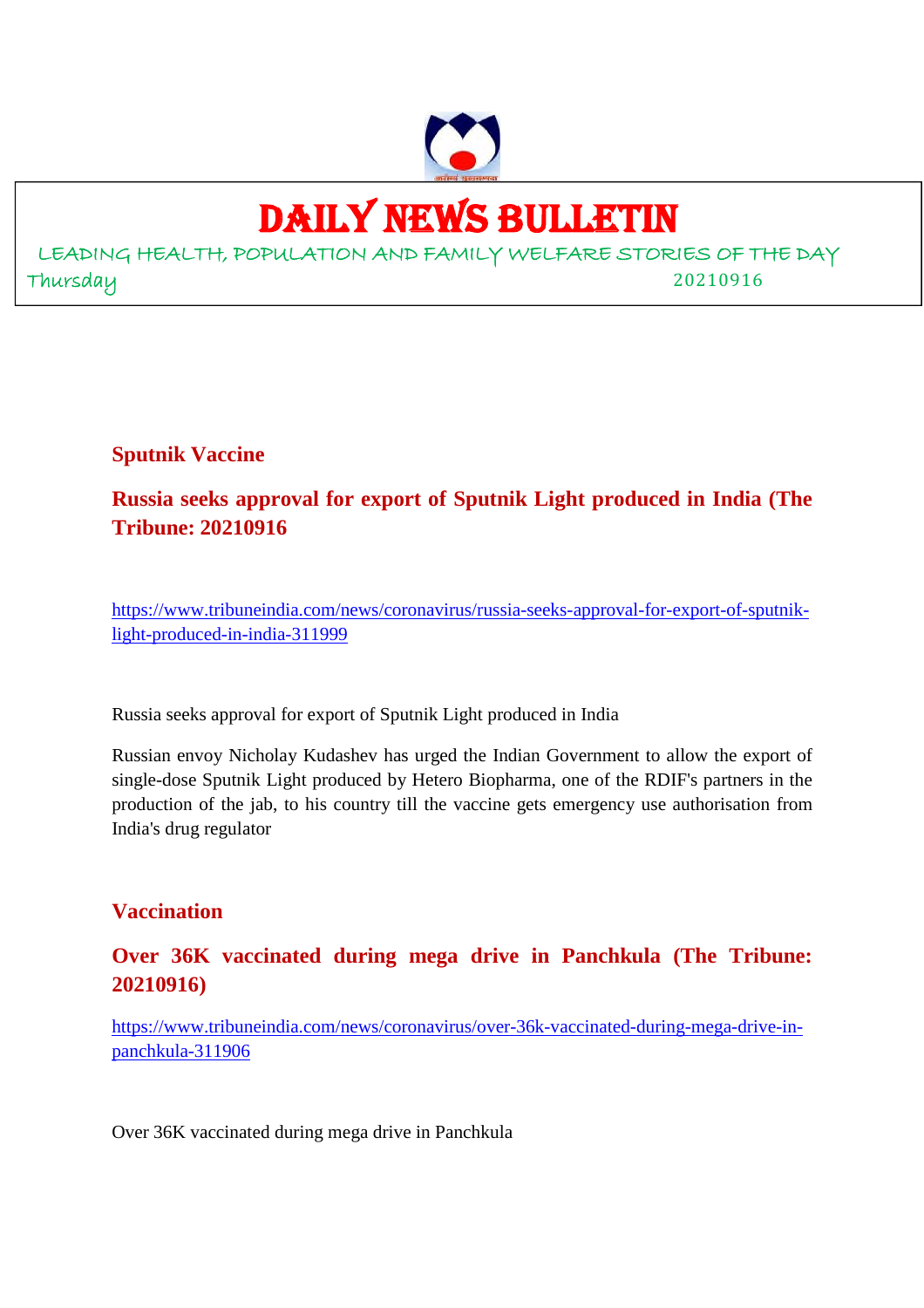# DAILY NEWS BULLETIN

LEADING HEALTH, POPULATION AND FAMILY WELFARE STORIES OF THE DAY

Thursday 20210916

## Sputnik Vaccine

### Russia seeks approval for export of Sputnik Light produced in India (The Tribune: 20210916

https://www.tribuneindia.com/news/coronavirus/russia-seeks-approval-for-export-of-sputnik-light-produced-in-india-311999

Russia seeks approval for export of Sputnik Light produced in India

Russian envoy Nicholay Kudashev has urged the Indian Government to allow the export of single-dose Sputnik Light produced by Hetero Biopharma, one of the RDIF's partners in the production of the jab, to his country till the vaccine gets emergency use authorisation from India's drug regulator

## Vaccination

### Over 36K vaccinated during mega drive in Panchkula (The Tribune: 20210916)

https://www.tribuneindia.com/news/coronavirus/over-36k-vaccinated-during-mega-drive-in-panchkula-311906

Over 36K vaccinated during mega drive in Panchkula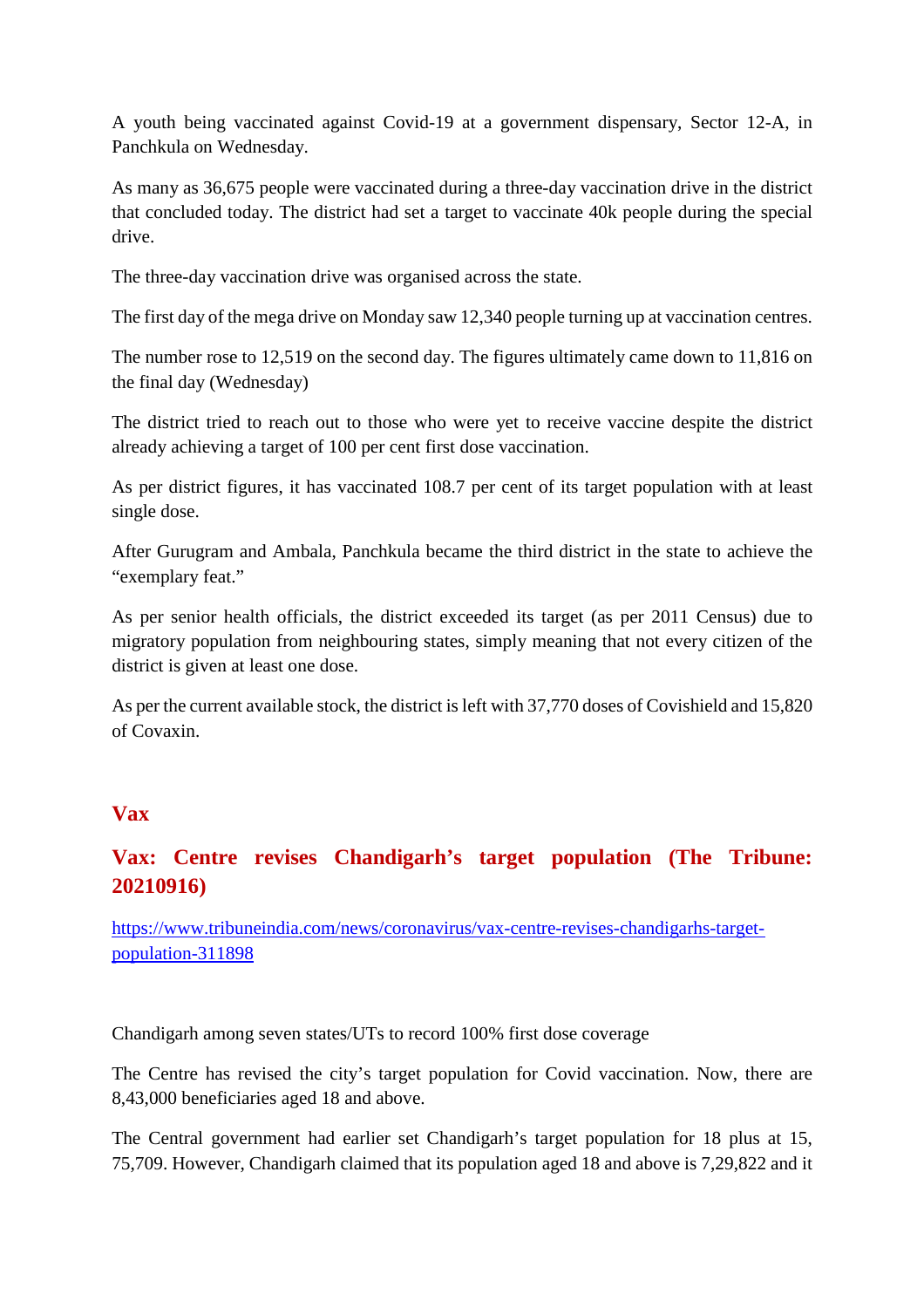A youth being vaccinated against Covid-19 at a government dispensary, Sector 12-A, in Panchkula on Wednesday.

As many as 36,675 people were vaccinated during a three-day vaccination drive in the district that concluded today. The district had set a target to vaccinate 40k people during the special drive.

The three-day vaccination drive was organised across the state.

The first day of the mega drive on Monday saw 12,340 people turning up at vaccination centres.

The number rose to 12,519 on the second day. The figures ultimately came down to 11,816 on the final day (Wednesday)

The district tried to reach out to those who were yet to receive vaccine despite the district already achieving a target of 100 per cent first dose vaccination.

As per district figures, it has vaccinated 108.7 per cent of its target population with at least single dose.

After Gurugram and Ambala, Panchkula became the third district in the state to achieve the "exemplary feat."

As per senior health officials, the district exceeded its target (as per 2011 Census) due to migratory population from neighbouring states, simply meaning that not every citizen of the district is given at least one dose.

As per the current available stock, the district is left with 37,770 doses of Covishield and 15,820 of Covaxin.

## Vax

## Vax: Centre revises Chandigarh's target population (The Tribune: 20210916)

https://www.tribuneindia.com/news/coronavirus/vax-centre-revises-chandigarhs-target-population-311898

Chandigarh among seven states/UTs to record 100% first dose coverage

The Centre has revised the city's target population for Covid vaccination. Now, there are 8,43,000 beneficiaries aged 18 and above.

The Central government had earlier set Chandigarh's target population for 18 plus at 15, 75,709. However, Chandigarh claimed that its population aged 18 and above is 7,29,822 and it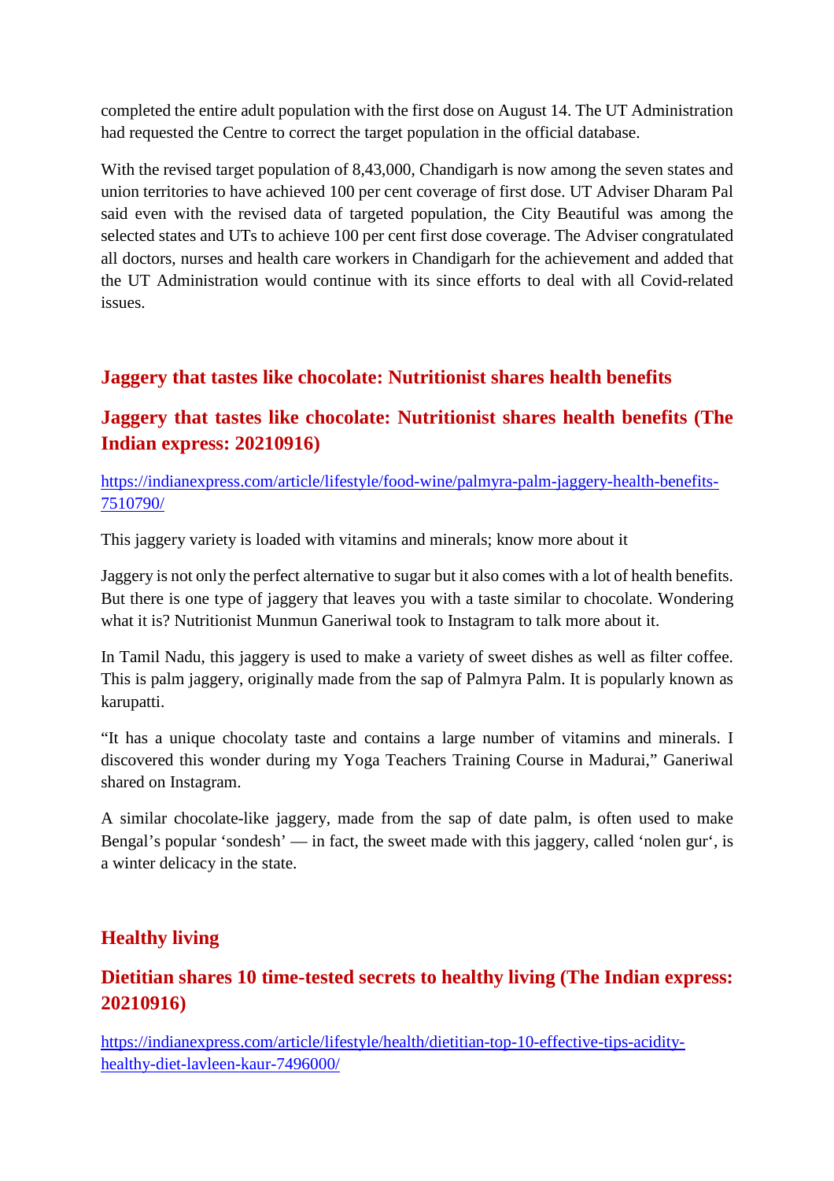completed the entire adult population with the first dose on August 14. The UT Administration had requested the Centre to correct the target population in the official database.

With the revised target population of 8,43,000, Chandigarh is now among the seven states and union territories to have achieved 100 per cent coverage of first dose. UT Adviser Dharam Pal said even with the revised data of targeted population, the City Beautiful was among the selected states and UTs to achieve 100 per cent first dose coverage. The Adviser congratulated all doctors, nurses and health care workers in Chandigarh for the achievement and added that the UT Administration would continue with its since efforts to deal with all Covid-related issues.

## Jaggery that tastes like chocolate: Nutritionist shares health benefits

### Jaggery that tastes like chocolate: Nutritionist shares health benefits (The Indian express: 20210916)

https://indianexpress.com/article/lifestyle/food-wine/palmyra-palm-jaggery-health-benefits-7510790/

This jaggery variety is loaded with vitamins and minerals; know more about it

Jaggery is not only the perfect alternative to sugar but it also comes with a lot of health benefits. But there is one type of jaggery that leaves you with a taste similar to chocolate. Wondering what it is? Nutritionist Munmun Ganeriwal took to Instagram to talk more about it.

In Tamil Nadu, this jaggery is used to make a variety of sweet dishes as well as filter coffee. This is palm jaggery, originally made from the sap of Palmyra Palm. It is popularly known as karupatti.

"It has a unique chocolaty taste and contains a large number of vitamins and minerals. I discovered this wonder during my Yoga Teachers Training Course in Madurai," Ganeriwal shared on Instagram.

A similar chocolate-like jaggery, made from the sap of date palm, is often used to make Bengal's popular 'sondesh' — in fact, the sweet made with this jaggery, called 'nolen gur', is a winter delicacy in the state.

## Healthy living

### Dietitian shares 10 time-tested secrets to healthy living (The Indian express: 20210916)

https://indianexpress.com/article/lifestyle/health/dietitian-top-10-effective-tips-acidity-healthy-diet-lavleen-kaur-7496000/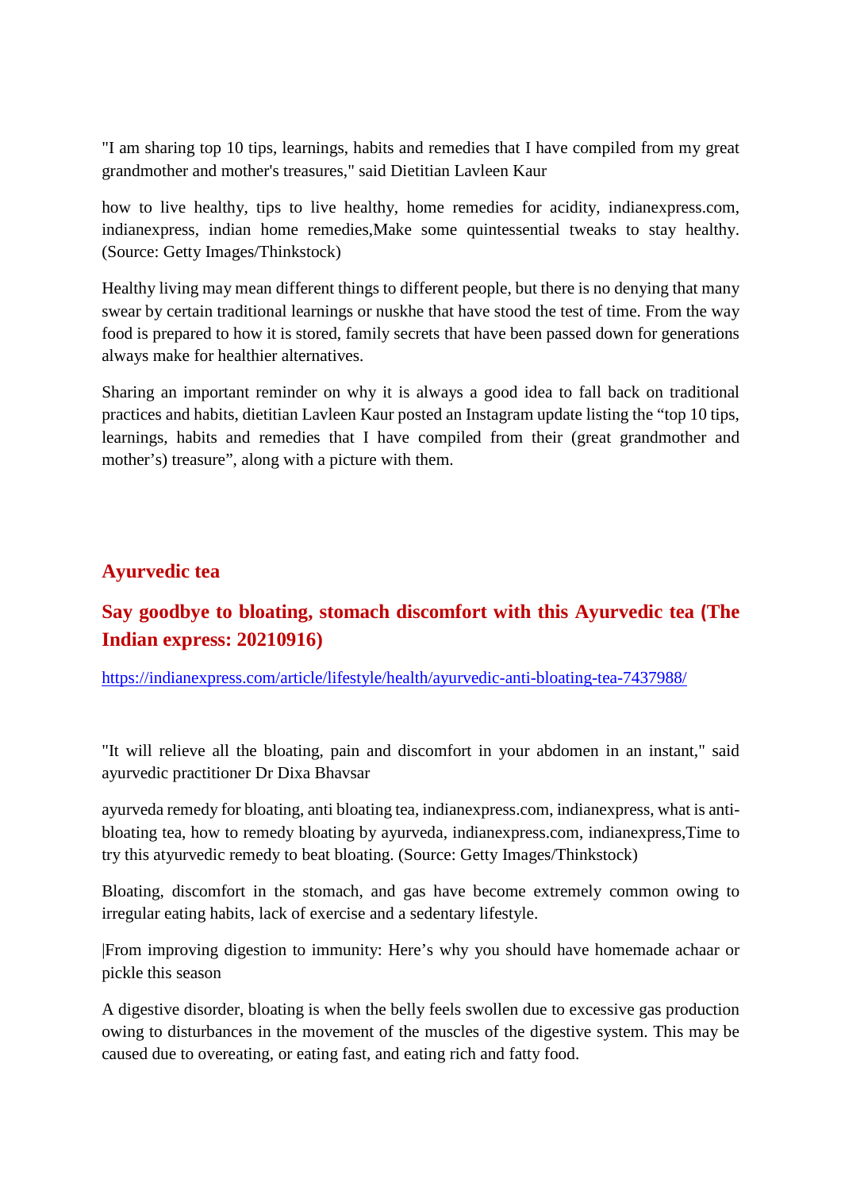"I am sharing top 10 tips, learnings, habits and remedies that I have compiled from my great grandmother and mother's treasures," said Dietitian Lavleen Kaur

how to live healthy, tips to live healthy, home remedies for acidity, indianexpress.com, indianexpress, indian home remedies,Make some quintessential tweaks to stay healthy. (Source: Getty Images/Thinkstock)

Healthy living may mean different things to different people, but there is no denying that many swear by certain traditional learnings or nuskhe that have stood the test of time. From the way food is prepared to how it is stored, family secrets that have been passed down for generations always make for healthier alternatives.

Sharing an important reminder on why it is always a good idea to fall back on traditional practices and habits, dietitian Lavleen Kaur posted an Instagram update listing the "top 10 tips, learnings, habits and remedies that I have compiled from their (great grandmother and mother's) treasure", along with a picture with them.

## Ayurvedic tea

## Say goodbye to bloating, stomach discomfort with this Ayurvedic tea (The Indian express: 20210916)

https://indianexpress.com/article/lifestyle/health/ayurvedic-anti-bloating-tea-7437988/

"It will relieve all the bloating, pain and discomfort in your abdomen in an instant," said ayurvedic practitioner Dr Dixa Bhavsar

ayurveda remedy for bloating, anti bloating tea, indianexpress.com, indianexpress, what is anti-bloating tea, how to remedy bloating by ayurveda, indianexpress.com, indianexpress,Time to try this atyurvedic remedy to beat bloating. (Source: Getty Images/Thinkstock)

Bloating, discomfort in the stomach, and gas have become extremely common owing to irregular eating habits, lack of exercise and a sedentary lifestyle.

|From improving digestion to immunity: Here's why you should have homemade achaar or pickle this season

A digestive disorder, bloating is when the belly feels swollen due to excessive gas production owing to disturbances in the movement of the muscles of the digestive system. This may be caused due to overeating, or eating fast, and eating rich and fatty food.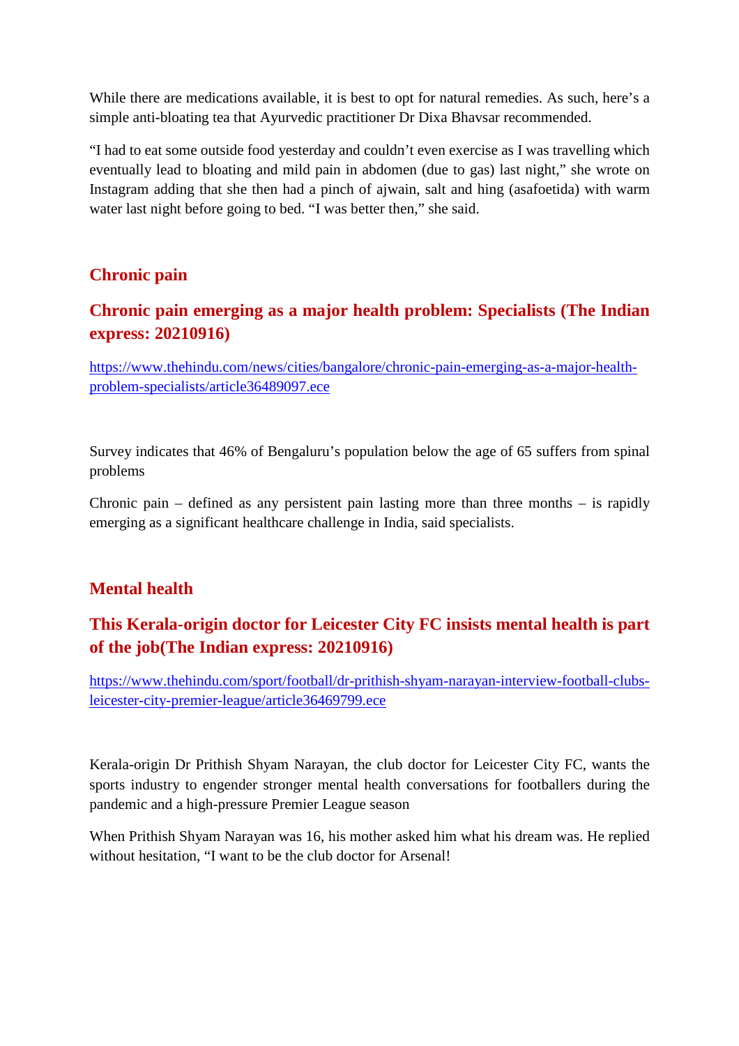While there are medications available, it is best to opt for natural remedies. As such, here's a simple anti-bloating tea that Ayurvedic practitioner Dr Dixa Bhavsar recommended.

"I had to eat some outside food yesterday and couldn't even exercise as I was travelling which eventually lead to bloating and mild pain in abdomen (due to gas) last night," she wrote on Instagram adding that she then had a pinch of ajwain, salt and hing (asafoetida) with warm water last night before going to bed. "I was better then," she said.

## Chronic pain

## Chronic pain emerging as a major health problem: Specialists (The Indian express: 20210916)

https://www.thehindu.com/news/cities/bangalore/chronic-pain-emerging-as-a-major-health-problem-specialists/article36489097.ece

Survey indicates that 46% of Bengaluru's population below the age of 65 suffers from spinal problems

Chronic pain – defined as any persistent pain lasting more than three months – is rapidly emerging as a significant healthcare challenge in India, said specialists.

## Mental health

## This Kerala-origin doctor for Leicester City FC insists mental health is part of the job(The Indian express: 20210916)

https://www.thehindu.com/sport/football/dr-prithish-shyam-narayan-interview-football-clubs-leicester-city-premier-league/article36469799.ece

Kerala-origin Dr Prithish Shyam Narayan, the club doctor for Leicester City FC, wants the sports industry to engender stronger mental health conversations for footballers during the pandemic and a high-pressure Premier League season

When Prithish Shyam Narayan was 16, his mother asked him what his dream was. He replied without hesitation, "I want to be the club doctor for Arsenal!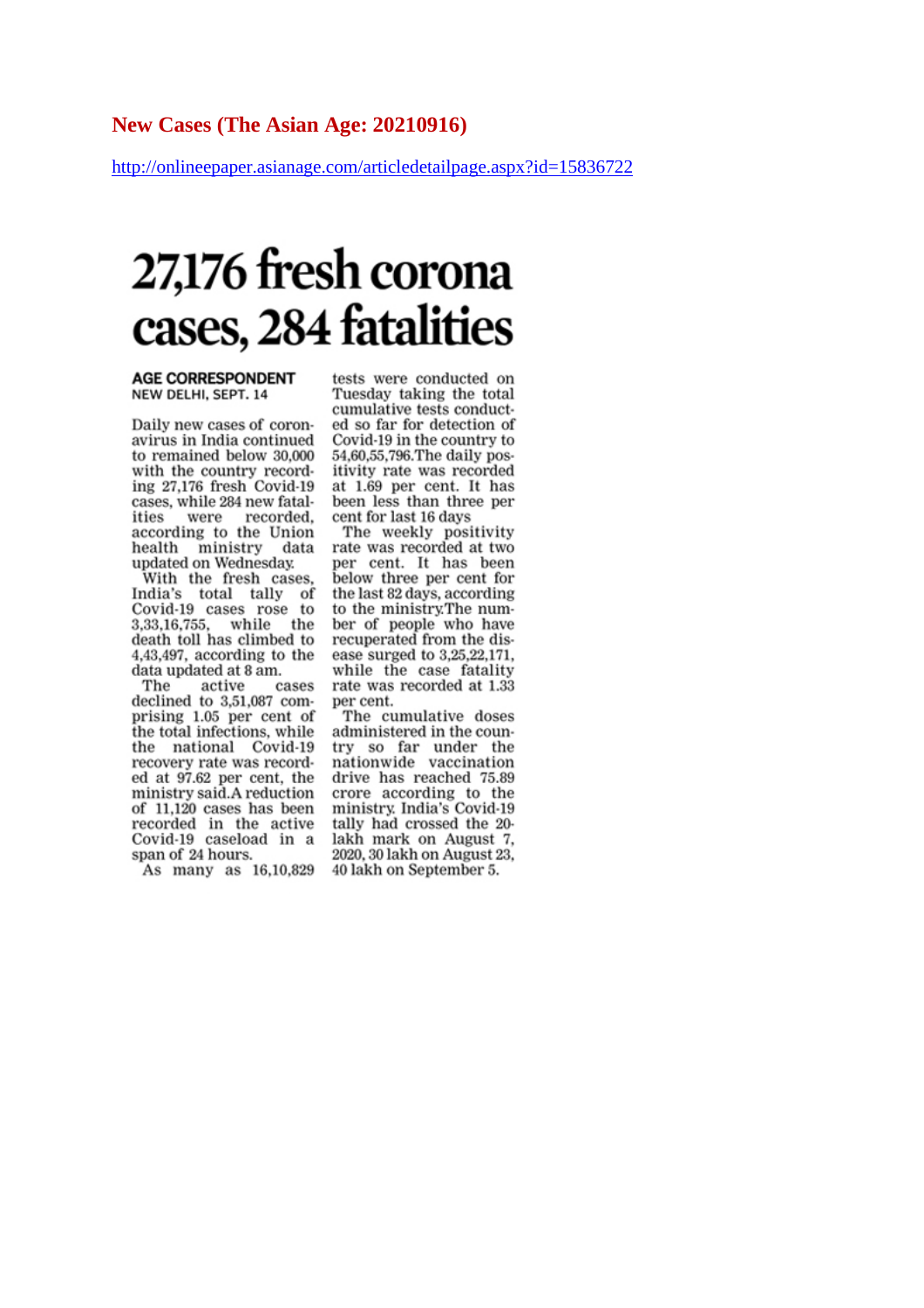## New Cases (The Asian Age: 20210916)

http://onlineepaper.asianage.com/articledetailpage.aspx?id=15836722

# 27,176 fresh corona cases, 284 fatalities

**AGE CORRESPONDENT**
NEW DELHI, SEPT. 14

Daily new cases of coronavirus in India continued to remained below 30,000 with the country recording 27,176 fresh Covid-19 cases, while 284 new fatalities were recorded, according to the Union health ministry data updated on Wednesday.

With the fresh cases, India's total tally of Covid-19 cases rose to 3,33,16,755, while the death toll has climbed to 4,43,497, according to the data updated at 8 am.

The active cases declined to 3,51,087 comprising 1.05 per cent of the total infections, while the national Covid-19 recovery rate was recorded at 97.62 per cent, the ministry said.A reduction of 11,120 cases has been recorded in the active Covid-19 caseload in a span of 24 hours.

As many as 16,10,829 tests were conducted on Tuesday taking the total cumulative tests conducted so far for detection of Covid-19 in the country to 54,60,55,796.The daily positivity rate was recorded at 1.69 per cent. It has been less than three per cent for last 16 days

The weekly positivity rate was recorded at two per cent. It has been below three per cent for the last 82 days, according to the ministry.The number of people who have recuperated from the disease surged to 3,25,22,171, while the case fatality rate was recorded at 1.33 per cent.

The cumulative doses administered in the country so far under the nationwide vaccination drive has reached 75.89 crore according to the ministry. India's Covid-19 tally had crossed the 20-lakh mark on August 7, 2020, 30 lakh on August 23, 40 lakh on September 5.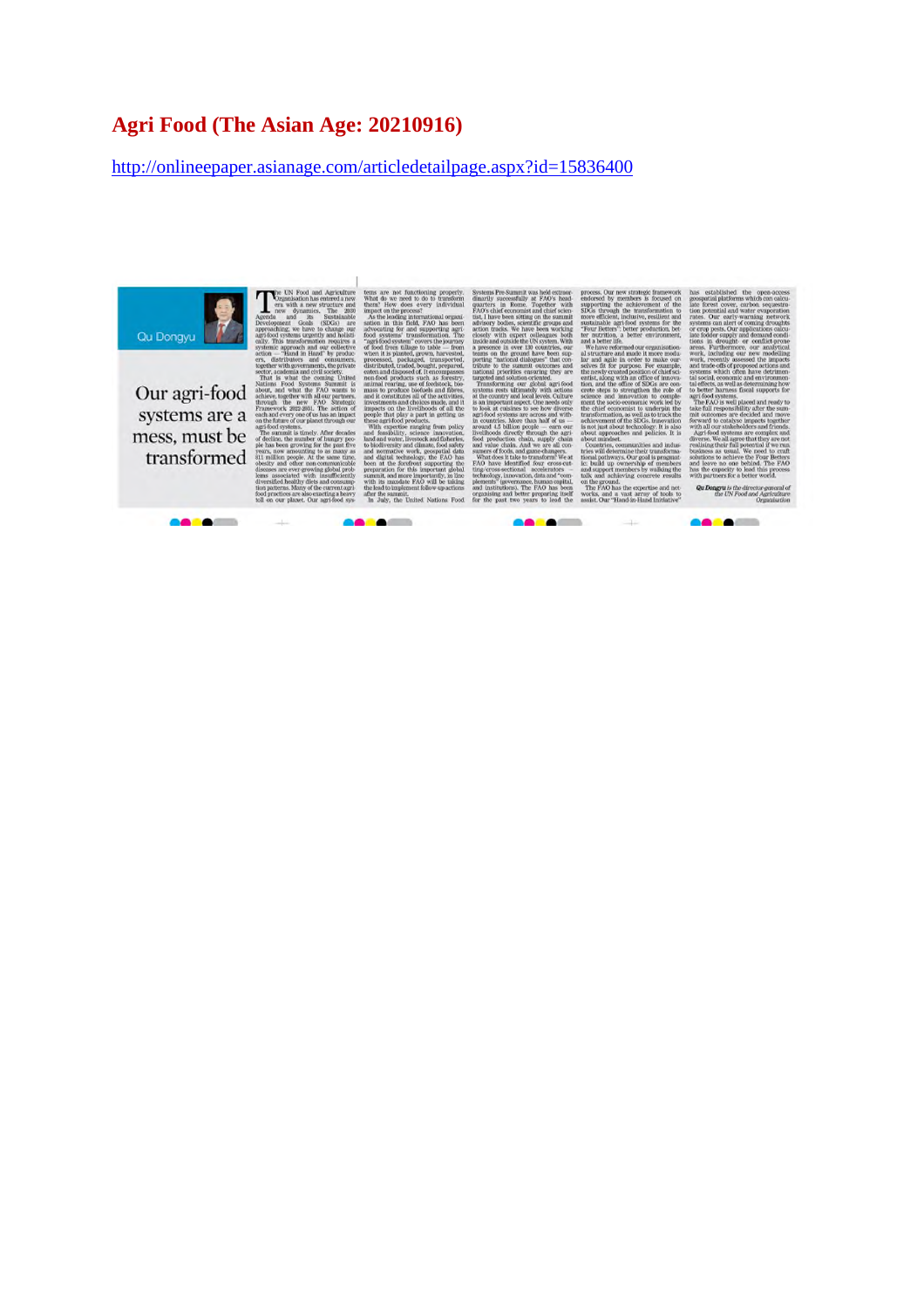# Agri Food (The Asian Age: 20210916)

http://onlineepaper.asianage.com/articledetailpage.aspx?id=15836400

Qu Dongyu

## Our agri-food systems are a mess, must be transformed

The UN Food and Agriculture Organisation has entered a new era with a new structure and new dynamics. The 2030 Agenda and its Sustainable Development Goals (SDGs) are approaching; we have to change our agri-food systems urgently and holistically. This transformation requires a systemic approach and our collective action — "Hand in Hand" by producers, distributors and consumers, together with governments, the private sector, academia and civil society.

That is what the coming United Nations Food Systems Summit is about, and what the FAO wants to achieve, together with all our partners, through the new FAO Strategic Framework 2022-2031. The action of each and every one of us has an impact on the future of our planet through our agri-food systems.

The summit is timely. After decades of decline, the number of hungry people has been growing for the past five years, now amounting to as many as 811 million people. At the same time, obesity and other non-communicable diseases are ever growing global problems associated with insufficiently diversified healthy diets and consumption patterns. Many of the current agri-food practices are also exacting a heavy toll on our planet. Our agri-food systems are not functioning properly.

What do we need to do to transform them? How does every individual impact on the process?

As the leading international organisation in this field, FAO has been advocating for and supporting agri-food systems' transformation. The "agri-food system" covers the journey of food from tillage to table — from when it is planted, grown, harvested, processed, packaged, transported, distributed, traded, bought, prepared, eaten and disposed of. It encompasses non-food products such as forestry, animal rearing, use of feedstock, biomass to produce biofuels and fibres, and it constitutes all of the activities, investments and choices made, and it impacts on the livelihoods of all the people that play a part in getting us these agri-food products.

With expertise ranging from policy and feasibility, science innovation, land and water, livestock and fisheries, to biodiversity and climate, food safety and normative work, geospatial data and digital technology, the FAO has been at the forefront supporting the preparation for this important global summit, and more importantly, in line with its mandate FAO will be taking the lead to implement follow-up actions after the summit.

In July, the United Nations Food Systems Pre-Summit was held extraordinarily successfully at FAO's headquarters in Rome. Together with FAO's chief economist and chief scientist, I have been sitting on the summit advisory bodies, scientific groups and action tracks. We have been working closely with expert colleagues both inside and outside the UN system. With a presence in over 130 countries, our teams on the ground have been supporting "national dialogues" that contribute to the summit outcomes and national priorities ensuring they are targeted and solution-oriented.

Transforming our global agri-food systems rests ultimately with actions at the country and local levels. Culture is an important aspect. One needs only to look at cuisines to see how diverse agri-food systems are across and within countries. More than half of us — around 4.5 billion people — earn our livelihoods directly through the agri-food production chain, supply chain and value chain. And we are all consumers of foods, and game-changers.

What does it take to transform? We at FAO have identified four cross-cutting/cross-sectional accelerators — technology, innovation, data and "complements" (governance, human capital, and institutions). The FAO has been organising and better preparing itself for the past two years to lead the process. Our new strategic framework endorsed by members is focused on supporting the achievement of the SDGs through the transformation to more efficient, inclusive, resilient and sustainable agri-food systems for the "Four Betters": better production, better nutrition, a better environment, and a better life.

We have reformed our organisational structure and made it more modular and agile in order to make ourselves fit for purpose. For example, the newly created position of chief scientist, along with an office of innovation, and the office of SDGs are concrete steps to strengthen the role of science and innovation to complement the socio-economic work led by the chief economist to underpin the transformation, as well as to track the achievement of the SDGs. Innovation is not just about technology: It is also about approaches and policies. It is about mindset.

Countries, communities and industries will determine their transformational pathways. Our goal is pragmatic: build up ownership of members and support members by walking the talk and achieving concrete results on the ground.

The FAO has the expertise and networks, and a vast array of tools to assist. Our "Hand-in-Hand Initiative" has established the open-access geospatial platforms which can calculate forest cover, carbon sequestration potential and water evaporation rates. Our early-warning network systems can alert of coming droughts or crop pests. Our applications calculate fodder supply and demand conditions in drought- or conflict-prone areas. Furthermore, our analytical work, including our new modelling work, recently assessed the impacts and trade-offs of proposed actions and systems which often have detrimental social, economic and environmental effects, as well as determining how to better harness fiscal supports for agri-food systems.

The FAO is well placed and ready to take full responsibility after the summit outcomes are decided and move forward to catalyse impacts together with all our stakeholders and friends.

Agri-food systems are complex and diverse. We all agree that they are not realising their full potential if we run business as usual. We need to craft solutions to achieve the Four Betters and leave no one behind. The FAO has the capacity to lead this process with partners for a better world.

*Qu Dongyu is the director-general of the UN Food and Agriculture Organisation*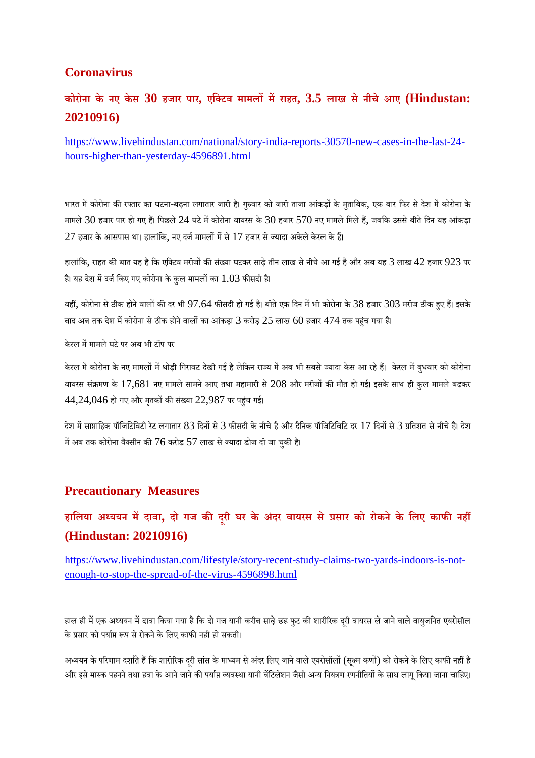## Coronavirus

### कोरोना के नए केस 30 हजार पार, एक्टिव मामलों में राहत, 3.5 लाख से नीचे आए (Hindustan: 20210916)

https://www.livehindustan.com/national/story-india-reports-30570-new-cases-in-the-last-24-hours-higher-than-yesterday-4596891.html

भारत में कोरोना की रफ्तार का घटना-बढ़ना लगातार जारी है। गुरुवार को जारी ताजा आंकड़ों के मुताबिक, एक बार फिर से देश में कोरोना के मामले 30 हजार पार हो गए हैं। पिछले 24 घंटे में कोरोना वायरस के 30 हजार 570 नए मामले मिले हैं, जबकि उससे बीते दिन यह आंकड़ा 27 हजार के आसपास था। हालांकि, नए दर्ज मामलों में से 17 हजार से ज्यादा अकेले केरल के हैं।

हालांकि, राहत की बात यह है कि एक्टिव मरीजों की संख्या घटकर साढ़े तीन लाख से नीचे आ गई है और अब यह 3 लाख 42 हजार 923 पर है। यह देश में दर्ज किए गए कोरोना के कुल मामलों का 1.03 फीसदी है।

वहीं, कोरोना से ठीक होने वालों की दर भी 97.64 फीसदी हो गई है। बीते एक दिन में भी कोरोना के 38 हजार 303 मरीज ठीक हुए हैं। इसके बाद अब तक देश में कोरोना से ठीक होने वालों का आंकड़ा 3 करोड़ 25 लाख 60 हजार 474 तक पहुंच गया है।

केरल में मामले घटे पर अब भी टॉप पर

केरल में कोरोना के नए मामलों में थोड़ी गिरावट देखी गई है लेकिन राज्य में अब भी सबसे ज्यादा केस आ रहे हैं। केरल में बुधवार को कोरोना वायरस संक्रमण के 17,681 नए मामले सामने आए तथा महामारी से 208 और मरीजों की मौत हो गई। इसके साथ ही कुल मामले बढ़कर 44,24,046 हो गए और मृतकों की संख्या 22,987 पर पहुंच गई।

देश में साप्ताहिक पॉजिटिविटी रेट लगातार 83 दिनों से 3 फीसदी के नीचे है और दैनिक पॉजिटिविटि दर 17 दिनों से 3 प्रतिशत से नीचे है। देश में अब तक कोरोना वैक्सीन की 76 करोड़ 57 लाख से ज्यादा डोज दी जा चुकी है।

## Precautionary Measures

### हालिया अध्ययन में दावा, दो गज की दूरी घर के अंदर वायरस से प्रसार को रोकने के लिए काफी नहीं (Hindustan: 20210916)

https://www.livehindustan.com/lifestyle/story-recent-study-claims-two-yards-indoors-is-not-enough-to-stop-the-spread-of-the-virus-4596898.html

हाल ही में एक अध्ययन में दावा किया गया है कि दो गज यानी करीब साढ़े छह फुट की शारीरिक दूरी वायरस ले जाने वाले वायुजनित एयरोसॉल के प्रसार को पर्याप्त रूप से रोकने के लिए काफी नहीं हो सकती।

अध्ययन के परिणाम दर्शाते हैं कि शारीरिक दूरी सांस के माध्यम से अंदर लिए जाने वाले एयरोसॉलों (सूक्ष्म कणों) को रोकने के लिए काफी नहीं है और इसे मास्क पहनने तथा हवा के आने जाने की पर्याप्त व्यवस्था यानी वेंटिलेशन जैसी अन्य नियंत्रण रणनीतियों के साथ लागू किया जाना चाहिए।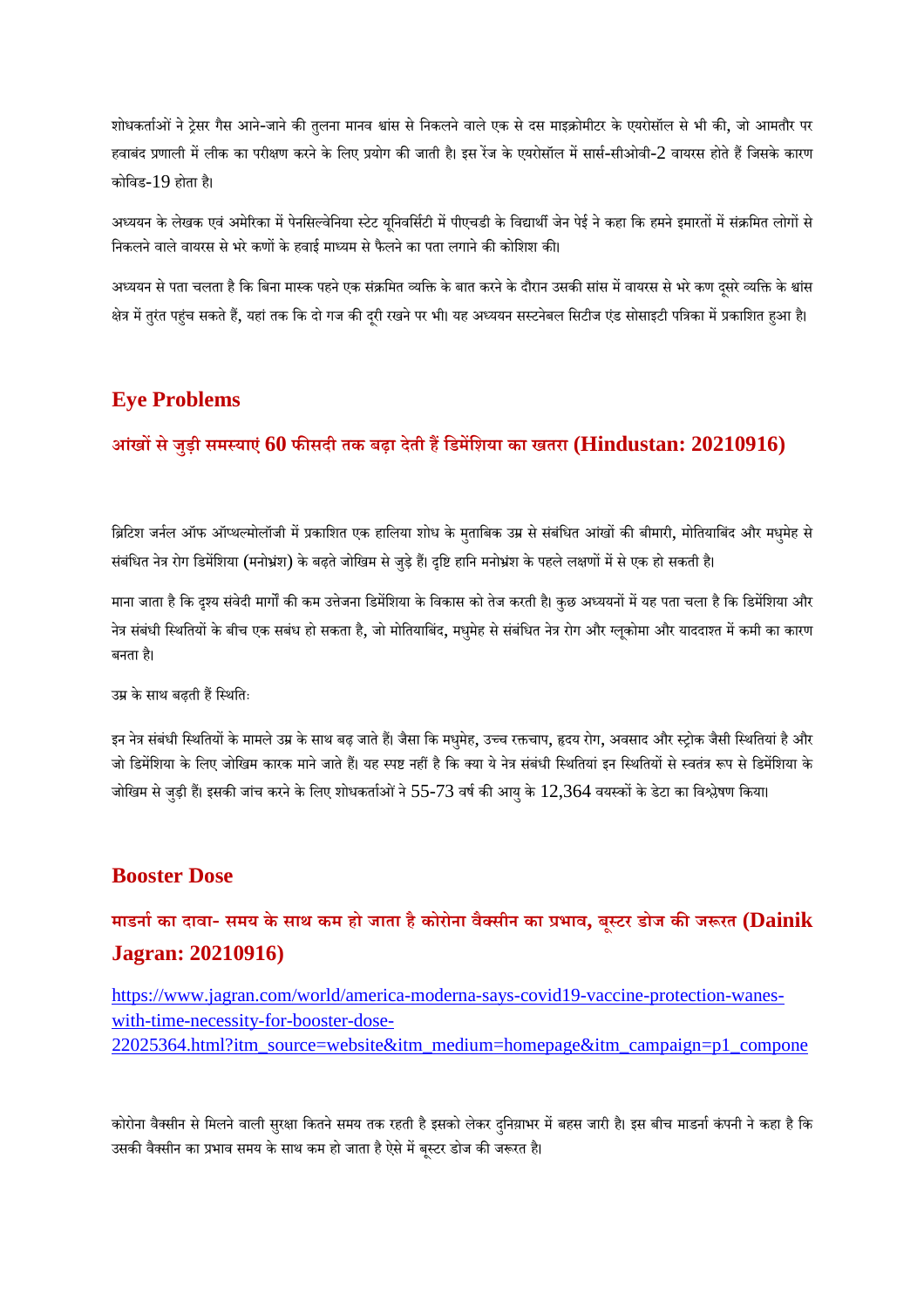शोधकर्ताओं ने ट्रेसर गैस आने-जाने की तुलना मानव श्वांस से निकलने वाले एक से दस माइक्रोमीटर के एयरोसॉल से भी की, जो आमतौर पर हवाबंद प्रणाली में लीक का परीक्षण करने के लिए प्रयोग की जाती है। इस रेंज के एयरोसॉल में सार्स-सीओवी-2 वायरस होते हैं जिसके कारण कोविड-19 होता है।

अध्ययन के लेखक एवं अमेरिका में पेनसिल्वेनिया स्टेट यूनिवर्सिटी में पीएचडी के विद्यार्थी जेन पेई ने कहा कि हमने इमारतों में संक्रमित लोगों से निकलने वाले वायरस से भरे कणों के हवाई माध्यम से फैलने का पता लगाने की कोशिश की।

अध्ययन से पता चलता है कि बिना मास्क पहने एक संक्रमित व्यक्ति के बात करने के दौरान उसकी सांस में वायरस से भरे कण दूसरे व्यक्ति के श्वांस क्षेत्र में तुरंत पहुंच सकते हैं, यहां तक कि दो गज की दूरी रखने पर भी। यह अध्ययन सस्टनेबल सिटीज एंड सोसाइटी पत्रिका में प्रकाशित हुआ है।

## Eye Problems

### आंखों से जुड़ी समस्याएं 60 फीसदी तक बढ़ा देती हैं डिमेंशिया का खतरा (Hindustan: 20210916)

ब्रिटिश जर्नल ऑफ ऑप्थल्मोलॉजी में प्रकाशित एक हालिया शोध के मुताबिक उम्र से संबंधित आंखों की बीमारी, मोतियाबिंद और मधुमेह से संबंधित नेत्र रोग डिमेंशिया (मनोभ्रंश) के बढ़ते जोखिम से जुड़े हैं। दृष्टि हानि मनोभ्रंश के पहले लक्षणों में से एक हो सकती है।

माना जाता है कि दृश्य संवेदी मार्गों की कम उत्तेजना डिमेंशिया के विकास को तेज करती है। कुछ अध्ययनों में यह पता चला है कि डिमेंशिया और नेत्र संबंधी स्थितियों के बीच एक सबंध हो सकता है, जो मोतियाबिंद, मधुमेह से संबंधित नेत्र रोग और ग्लूकोमा और याददाश्त में कमी का कारण बनता है।

उम्र के साथ बढ़ती हैं स्थितिः

इन नेत्र संबंधी स्थितियों के मामले उम्र के साथ बढ़ जाते हैं। जैसा कि मधुमेह, उच्च रक्तचाप, हृदय रोग, अवसाद और स्ट्रोक जैसी स्थितियां है और जो डिमेंशिया के लिए जोखिम कारक माने जाते हैं। यह स्पष्ट नहीं है कि क्या ये नेत्र संबंधी स्थितियां इन स्थितियों से स्वतंत्र रूप से डिमेंशिया के जोखिम से जुड़ी हैं। इसकी जांच करने के लिए शोधकर्ताओं ने 55-73 वर्ष की आयु के 12,364 वयस्कों के डेटा का विश्लेषण किया।

## Booster Dose

### माडर्ना का दावा- समय के साथ कम हो जाता है कोरोना वैक्सीन का प्रभाव, बूस्टर डोज की जरूरत (Dainik Jagran: 20210916)

https://www.jagran.com/world/america-moderna-says-covid19-vaccine-protection-wanes-with-time-necessity-for-booster-dose-22025364.html?itm_source=website&itm_medium=homepage&itm_campaign=p1_compone

कोरोना वैक्सीन से मिलने वाली सुरक्षा कितने समय तक रहती है इसको लेकर दुनियाभर में बहस जारी है। इस बीच माडर्ना कंपनी ने कहा है कि उसकी वैक्सीन का प्रभाव समय के साथ कम हो जाता है ऐसे में बूस्टर डोज की जरूरत है।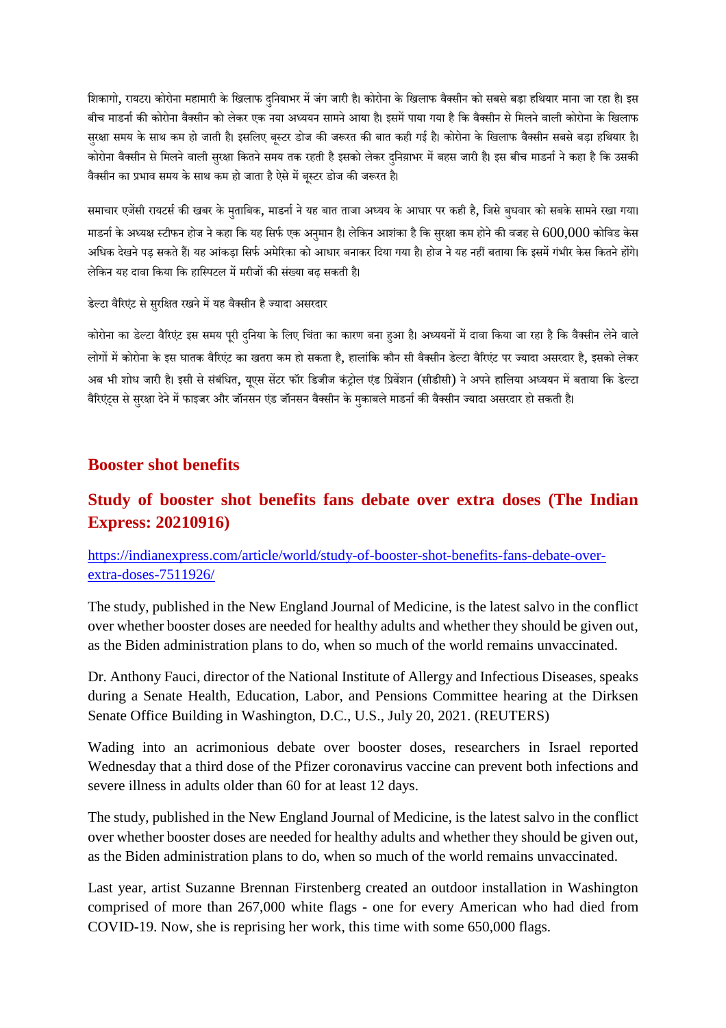शिकागो, रायटर। कोरोना महामारी के खिलाफ दुनियाभर में जंग जारी है। कोरोना के खिलाफ वैक्सीन को सबसे बड़ा हथियार माना जा रहा है। इस बीच माडर्ना की कोरोना वैक्सीन को लेकर एक नया अध्ययन सामने आया है। इसमें पाया गया है कि वैक्सीन से मिलने वाली कोरोना के खिलाफ सुरक्षा समय के साथ कम हो जाती है। इसलिए बूस्टर डोज की जरूरत की बात कही गई है। कोरोना के खिलाफ वैक्सीन सबसे बड़ा हथियार है। कोरोना वैक्सीन से मिलने वाली सुरक्षा कितने समय तक रहती है इसको लेकर दुनियाभर में बहस जारी है। इस बीच माडर्ना ने कहा है कि उसकी वैक्सीन का प्रभाव समय के साथ कम हो जाता है ऐसे में बूस्टर डोज की जरूरत है।

समाचार एजेंसी रायटर्स की खबर के मुताबिक, माडर्ना ने यह बात ताजा अध्यय के आधार पर कही है, जिसे बुधवार को सबके सामने रखा गया। माडर्ना के अध्यक्ष स्टीफन होज ने कहा कि यह सिर्फ एक अनुमान है। लेकिन आशंका है कि सुरक्षा कम होने की वजह से 600,000 कोविड केस अधिक देखने पड़ सकते हैं। यह आंकड़ा सिर्फ अमेरिका को आधार बनाकर दिया गया है। होज ने यह नहीं बताया कि इसमें गंभीर केस कितने होंगे। लेकिन यह दावा किया कि हास्पिटल में मरीजों की संख्या बढ़ सकती है।

डेल्टा वैरिएंट से सुरक्षित रखने में यह वैक्सीन है ज्यादा असरदार

कोरोना का डेल्टा वैरिएंट इस समय पूरी दुनिया के लिए चिंता का कारण बना हुआ है। अध्ययनों में दावा किया जा रहा है कि वैक्सीन लेने वाले लोगों में कोरोना के इस घातक वैरिएंट का खतरा कम हो सकता है, हालांकि कौन सी वैक्सीन डेल्टा वैरिएंट पर ज्यादा असरदार है, इसको लेकर अब भी शोध जारी है। इसी से संबंधित, यूएस सेंटर फॉर डिजीज कंट्रोल एंड प्रिवेंशन (सीडीसी) ने अपने हालिया अध्ययन में बताया कि डेल्टा वैरिएंट्स से सुरक्षा देने में फाइजर और जॉनसन एंड जॉनसन वैक्सीन के मुकाबले माडर्ना की वैक्सीन ज्यादा असरदार हो सकती है।

## Booster shot benefits

## Study of booster shot benefits fans debate over extra doses (The Indian Express: 20210916)

https://indianexpress.com/article/world/study-of-booster-shot-benefits-fans-debate-over-extra-doses-7511926/

The study, published in the New England Journal of Medicine, is the latest salvo in the conflict over whether booster doses are needed for healthy adults and whether they should be given out, as the Biden administration plans to do, when so much of the world remains unvaccinated.

Dr. Anthony Fauci, director of the National Institute of Allergy and Infectious Diseases, speaks during a Senate Health, Education, Labor, and Pensions Committee hearing at the Dirksen Senate Office Building in Washington, D.C., U.S., July 20, 2021. (REUTERS)

Wading into an acrimonious debate over booster doses, researchers in Israel reported Wednesday that a third dose of the Pfizer coronavirus vaccine can prevent both infections and severe illness in adults older than 60 for at least 12 days.

The study, published in the New England Journal of Medicine, is the latest salvo in the conflict over whether booster doses are needed for healthy adults and whether they should be given out, as the Biden administration plans to do, when so much of the world remains unvaccinated.

Last year, artist Suzanne Brennan Firstenberg created an outdoor installation in Washington comprised of more than 267,000 white flags - one for every American who had died from COVID-19. Now, she is reprising her work, this time with some 650,000 flags.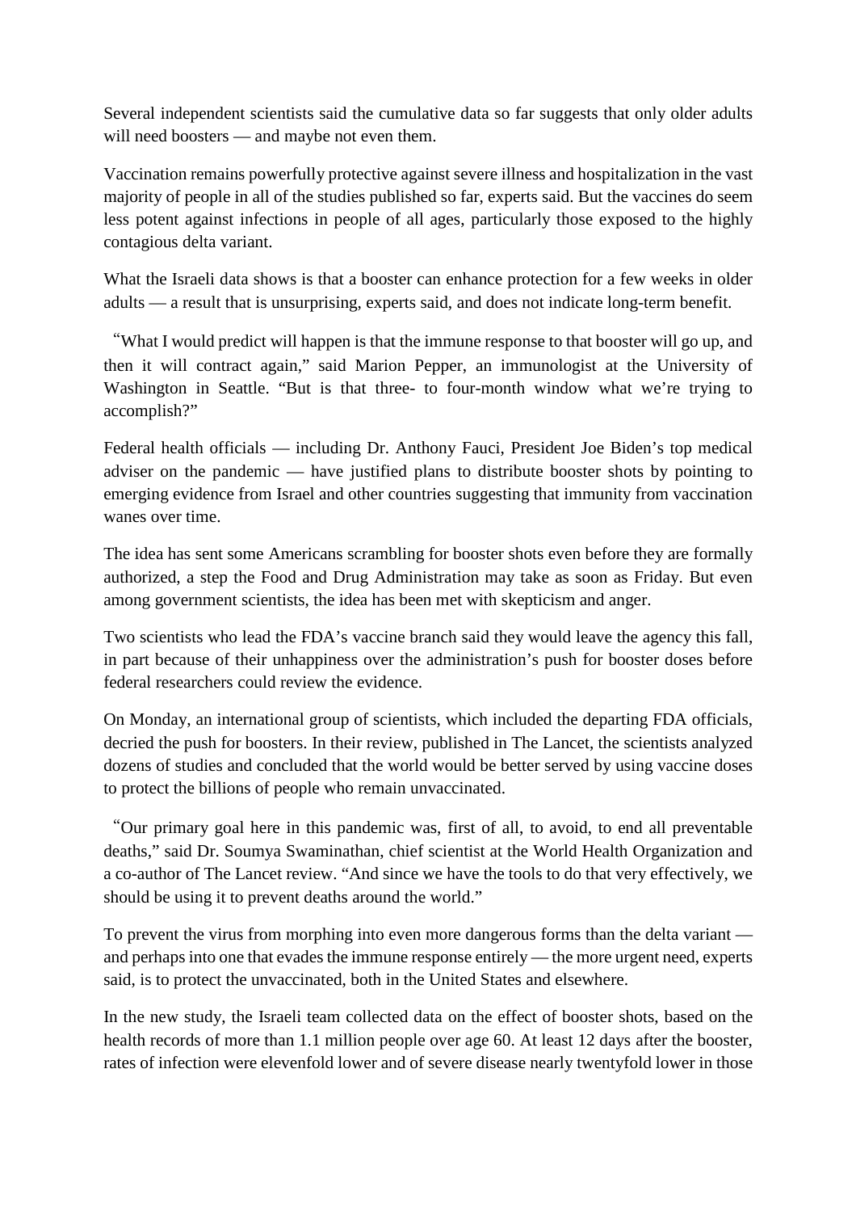Several independent scientists said the cumulative data so far suggests that only older adults will need boosters — and maybe not even them.

Vaccination remains powerfully protective against severe illness and hospitalization in the vast majority of people in all of the studies published so far, experts said. But the vaccines do seem less potent against infections in people of all ages, particularly those exposed to the highly contagious delta variant.

What the Israeli data shows is that a booster can enhance protection for a few weeks in older adults — a result that is unsurprising, experts said, and does not indicate long-term benefit.

"What I would predict will happen is that the immune response to that booster will go up, and then it will contract again," said Marion Pepper, an immunologist at the University of Washington in Seattle. "But is that three- to four-month window what we're trying to accomplish?"

Federal health officials — including Dr. Anthony Fauci, President Joe Biden's top medical adviser on the pandemic — have justified plans to distribute booster shots by pointing to emerging evidence from Israel and other countries suggesting that immunity from vaccination wanes over time.

The idea has sent some Americans scrambling for booster shots even before they are formally authorized, a step the Food and Drug Administration may take as soon as Friday. But even among government scientists, the idea has been met with skepticism and anger.

Two scientists who lead the FDA's vaccine branch said they would leave the agency this fall, in part because of their unhappiness over the administration's push for booster doses before federal researchers could review the evidence.

On Monday, an international group of scientists, which included the departing FDA officials, decried the push for boosters. In their review, published in The Lancet, the scientists analyzed dozens of studies and concluded that the world would be better served by using vaccine doses to protect the billions of people who remain unvaccinated.

"Our primary goal here in this pandemic was, first of all, to avoid, to end all preventable deaths," said Dr. Soumya Swaminathan, chief scientist at the World Health Organization and a co-author of The Lancet review. "And since we have the tools to do that very effectively, we should be using it to prevent deaths around the world."

To prevent the virus from morphing into even more dangerous forms than the delta variant — and perhaps into one that evades the immune response entirely — the more urgent need, experts said, is to protect the unvaccinated, both in the United States and elsewhere.

In the new study, the Israeli team collected data on the effect of booster shots, based on the health records of more than 1.1 million people over age 60. At least 12 days after the booster, rates of infection were elevenfold lower and of severe disease nearly twentyfold lower in those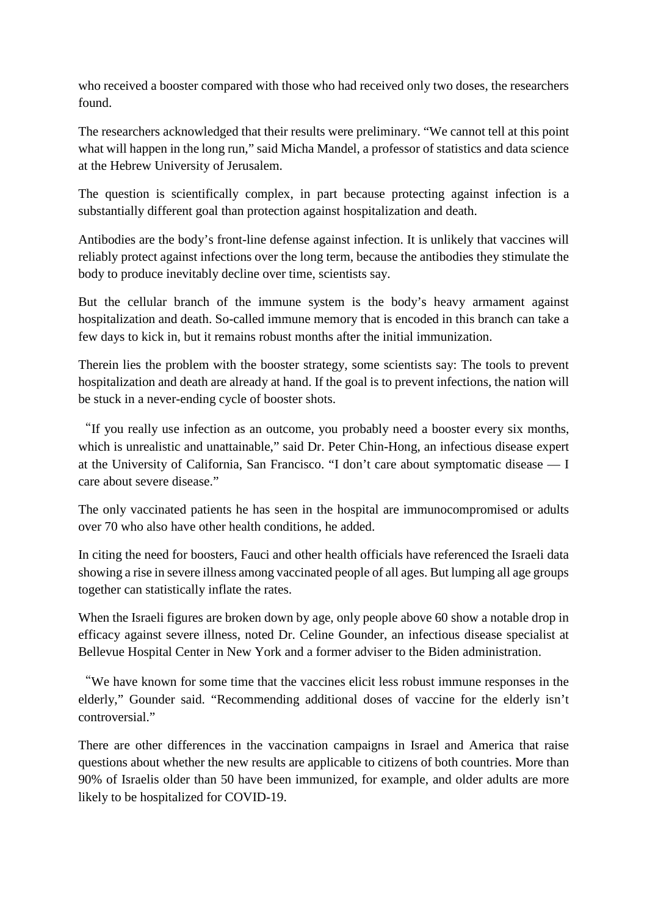who received a booster compared with those who had received only two doses, the researchers found.

The researchers acknowledged that their results were preliminary. "We cannot tell at this point what will happen in the long run," said Micha Mandel, a professor of statistics and data science at the Hebrew University of Jerusalem.

The question is scientifically complex, in part because protecting against infection is a substantially different goal than protection against hospitalization and death.

Antibodies are the body's front-line defense against infection. It is unlikely that vaccines will reliably protect against infections over the long term, because the antibodies they stimulate the body to produce inevitably decline over time, scientists say.

But the cellular branch of the immune system is the body's heavy armament against hospitalization and death. So-called immune memory that is encoded in this branch can take a few days to kick in, but it remains robust months after the initial immunization.

Therein lies the problem with the booster strategy, some scientists say: The tools to prevent hospitalization and death are already at hand. If the goal is to prevent infections, the nation will be stuck in a never-ending cycle of booster shots.

"If you really use infection as an outcome, you probably need a booster every six months, which is unrealistic and unattainable," said Dr. Peter Chin-Hong, an infectious disease expert at the University of California, San Francisco. "I don't care about symptomatic disease — I care about severe disease."

The only vaccinated patients he has seen in the hospital are immunocompromised or adults over 70 who also have other health conditions, he added.

In citing the need for boosters, Fauci and other health officials have referenced the Israeli data showing a rise in severe illness among vaccinated people of all ages. But lumping all age groups together can statistically inflate the rates.

When the Israeli figures are broken down by age, only people above 60 show a notable drop in efficacy against severe illness, noted Dr. Celine Gounder, an infectious disease specialist at Bellevue Hospital Center in New York and a former adviser to the Biden administration.

"We have known for some time that the vaccines elicit less robust immune responses in the elderly," Gounder said. "Recommending additional doses of vaccine for the elderly isn't controversial."

There are other differences in the vaccination campaigns in Israel and America that raise questions about whether the new results are applicable to citizens of both countries. More than 90% of Israelis older than 50 have been immunized, for example, and older adults are more likely to be hospitalized for COVID-19.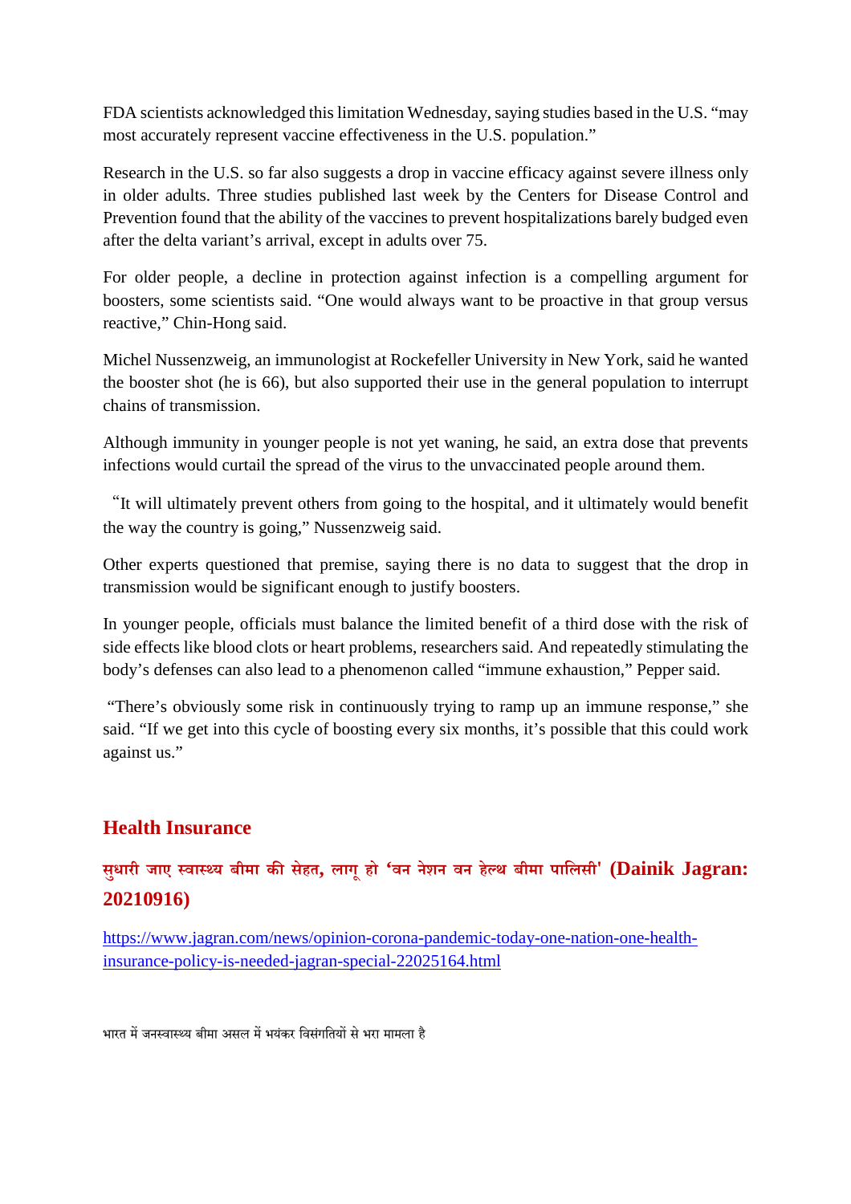FDA scientists acknowledged this limitation Wednesday, saying studies based in the U.S. "may most accurately represent vaccine effectiveness in the U.S. population."

Research in the U.S. so far also suggests a drop in vaccine efficacy against severe illness only in older adults. Three studies published last week by the Centers for Disease Control and Prevention found that the ability of the vaccines to prevent hospitalizations barely budged even after the delta variant's arrival, except in adults over 75.

For older people, a decline in protection against infection is a compelling argument for boosters, some scientists said. "One would always want to be proactive in that group versus reactive," Chin-Hong said.

Michel Nussenzweig, an immunologist at Rockefeller University in New York, said he wanted the booster shot (he is 66), but also supported their use in the general population to interrupt chains of transmission.

Although immunity in younger people is not yet waning, he said, an extra dose that prevents infections would curtail the spread of the virus to the unvaccinated people around them.

"It will ultimately prevent others from going to the hospital, and it ultimately would benefit the way the country is going," Nussenzweig said.

Other experts questioned that premise, saying there is no data to suggest that the drop in transmission would be significant enough to justify boosters.

In younger people, officials must balance the limited benefit of a third dose with the risk of side effects like blood clots or heart problems, researchers said. And repeatedly stimulating the body's defenses can also lead to a phenomenon called "immune exhaustion," Pepper said.

"There's obviously some risk in continuously trying to ramp up an immune response," she said. "If we get into this cycle of boosting every six months, it's possible that this could work against us."

## Health Insurance

### सुधारी जाए स्वास्थ्य बीमा की सेहत, लागू हो 'वन नेशन वन हेल्थ बीमा पालिसी' (Dainik Jagran: 20210916)

https://www.jagran.com/news/opinion-corona-pandemic-today-one-nation-one-health-insurance-policy-is-needed-jagran-special-22025164.html

भारत में जनस्वास्थ्य बीमा असल में भयंकर विसंगतियों से भरा मामला है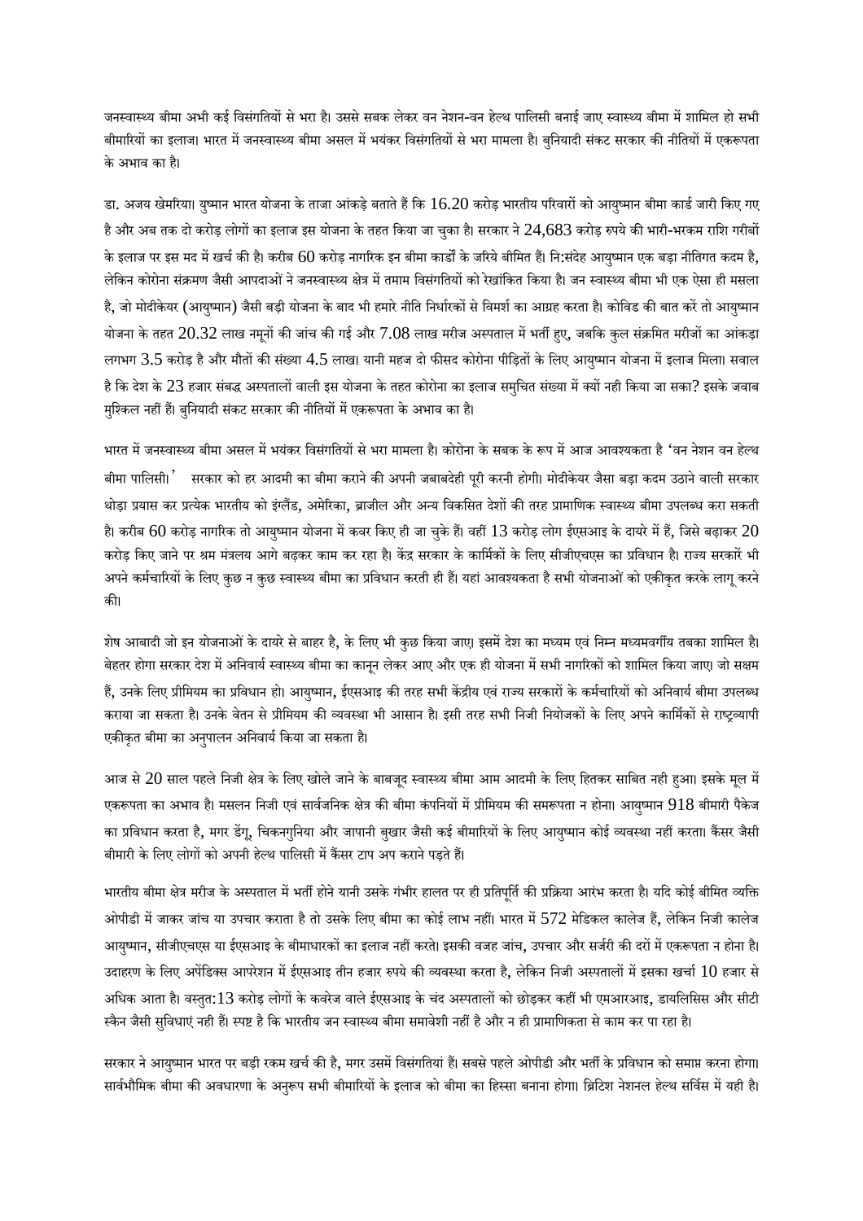जनस्वास्थ्य बीमा अभी कई विसंगतियों से भरा है। उससे सबक लेकर वन नेशन-वन हेल्थ पालिसी बनाई जाए स्वास्थ्य बीमा में शामिल हो सभी बीमारियों का इलाज। भारत में जनस्वास्थ्य बीमा असल में भयंकर विसंगतियों से भरा मामला है। बुनियादी संकट सरकार की नीतियों में एकरूपता के अभाव का है।

डा. अजय खेमरिया। युष्मान भारत योजना के ताजा आंकड़े बताते हैं कि 16.20 करोड़ भारतीय परिवारों को आयुष्मान बीमा कार्ड जारी किए गए है और अब तक दो करोड़ लोगों का इलाज इस योजना के तहत किया जा चुका है। सरकार ने 24,683 करोड़ रुपये की भारी-भरकम राशि गरीबों के इलाज पर इस मद में खर्च की है। करीब 60 करोड़ नागरिक इन बीमा कार्डों के जरिये बीमित हैं। नि:संदेह आयुष्मान एक बड़ा नीतिगत कदम है, लेकिन कोरोना संक्रमण जैसी आपदाओं ने जनस्वास्थ्य क्षेत्र में तमाम विसंगतियों को रेखांकित किया है। जन स्वास्थ्य बीमा भी एक ऐसा ही मसला है, जो मोदीकेयर (आयुष्मान) जैसी बड़ी योजना के बाद भी हमारे नीति निर्धारकों से विमर्श का आग्रह करता है। कोविड की बात करें तो आयुष्मान योजना के तहत 20.32 लाख नमूनों की जांच की गई और 7.08 लाख मरीज अस्पताल में भर्ती हुए, जबकि कुल संक्रमित मरीजों का आंकड़ा लगभग 3.5 करोड़ है और मौतों की संख्या 4.5 लाख। यानी महज दो फीसद कोरोना पीड़ितों के लिए आयुष्मान योजना में इलाज मिला। सवाल है कि देश के 23 हजार संबद्ध अस्पतालों वाली इस योजना के तहत कोरोना का इलाज समुचित संख्या में क्यों नही किया जा सका? इसके जवाब मुश्किल नहीं हैं। बुनियादी संकट सरकार की नीतियों में एकरूपता के अभाव का है।

भारत में जनस्वास्थ्य बीमा असल में भयंकर विसंगतियों से भरा मामला है। कोरोना के सबक के रूप में आज आवश्यकता है 'वन नेशन वन हेल्थ बीमा पालिसी।' सरकार को हर आदमी का बीमा कराने की अपनी जबाबदेही पूरी करनी होगी। मोदीकेयर जैसा बड़ा कदम उठाने वाली सरकार थोड़ा प्रयास कर प्रत्येक भारतीय को इंग्लैंड, अमेरिका, ब्राजील और अन्य विकसित देशों की तरह प्रामाणिक स्वास्थ्य बीमा उपलब्ध करा सकती है। करीब 60 करोड़ नागरिक तो आयुष्मान योजना में कवर किए ही जा चुके हैं। वहीं 13 करोड़ लोग ईएसआइ के दायरे में हैं, जिसे बढ़ाकर 20 करोड़ किए जाने पर श्रम मंत्रलय आगे बढ़कर काम कर रहा है। केंद्र सरकार के कार्मिकों के लिए सीजीएचएस का प्रविधान है। राज्य सरकारें भी अपने कर्मचारियों के लिए कुछ न कुछ स्वास्थ्य बीमा का प्रविधान करती ही हैं। यहां आवश्यकता है सभी योजनाओं को एकीकृत करके लागू करने की।

शेष आबादी जो इन योजनाओं के दायरे से बाहर है, के लिए भी कुछ किया जाए। इसमें देश का मध्यम एवं निम्न मध्यमवर्गीय तबका शामिल है। बेहतर होगा सरकार देश में अनिवार्य स्वास्थ्य बीमा का कानून लेकर आए और एक ही योजना में सभी नागरिकों को शामिल किया जाए। जो सक्षम हैं, उनके लिए प्रीमियम का प्रविधान हो। आयुष्मान, ईएसआइ की तरह सभी केंद्रीय एवं राज्य सरकारों के कर्मचारियों को अनिवार्य बीमा उपलब्ध कराया जा सकता है। उनके वेतन से प्रीमियम की व्यवस्था भी आसान है। इसी तरह सभी निजी नियोजकों के लिए अपने कार्मिकों से राष्ट्रव्यापी एकीकृत बीमा का अनुपालन अनिवार्य किया जा सकता है।

आज से 20 साल पहले निजी क्षेत्र के लिए खोले जाने के बाबजूद स्वास्थ्य बीमा आम आदमी के लिए हितकर साबित नही हुआ। इसके मूल में एकरूपता का अभाव है। मसलन निजी एवं सार्वजनिक क्षेत्र की बीमा कंपनियों में प्रीमियम की समरूपता न होना। आयुष्मान 918 बीमारी पैकेज का प्रविधान करता है, मगर डेंगू, चिकनगुनिया और जापानी बुखार जैसी कई बीमारियों के लिए आयुष्मान कोई व्यवस्था नहीं करता। कैंसर जैसी बीमारी के लिए लोगों को अपनी हेल्थ पालिसी में कैंसर टाप अप कराने पड़ते हैं।

भारतीय बीमा क्षेत्र मरीज के अस्पताल में भर्ती होने यानी उसके गंभीर हालत पर ही प्रतिपूर्ति की प्रक्रिया आरंभ करता है। यदि कोई बीमित व्यक्ति ओपीडी में जाकर जांच या उपचार कराता है तो उसके लिए बीमा का कोई लाभ नहीं। भारत में 572 मेडिकल कालेज हैं, लेकिन निजी कालेज आयुष्मान, सीजीएचएस या ईएसआइ के बीमाधारकों का इलाज नहीं करते। इसकी वजह जांच, उपचार और सर्जरी की दरों में एकरूपता न होना है। उदाहरण के लिए अपेंडिक्स आपरेशन में ईएसआइ तीन हजार रुपये की व्यवस्था करता है, लेकिन निजी अस्पतालों में इसका खर्चा 10 हजार से अधिक आता है। वस्तुत:13 करोड़ लोगों के कवरेज वाले ईएसआइ के चंद अस्पतालों को छोड़कर कहीं भी एमआरआइ, डायलिसिस और सीटी स्कैन जैसी सुविधाएं नही हैं। स्पष्ट है कि भारतीय जन स्वास्थ्य बीमा समावेशी नहीं है और न ही प्रामाणिकता से काम कर पा रहा है।

सरकार ने आयुष्मान भारत पर बड़ी रकम खर्च की है, मगर उसमें विसंगतियां हैं। सबसे पहले ओपीडी और भर्ती के प्रविधान को समाप्त करना होगा। सार्वभौमिक बीमा की अवधारणा के अनुरूप सभी बीमारियों के इलाज को बीमा का हिस्सा बनाना होगा। ब्रिटिश नेशनल हेल्थ सर्विस में यही है।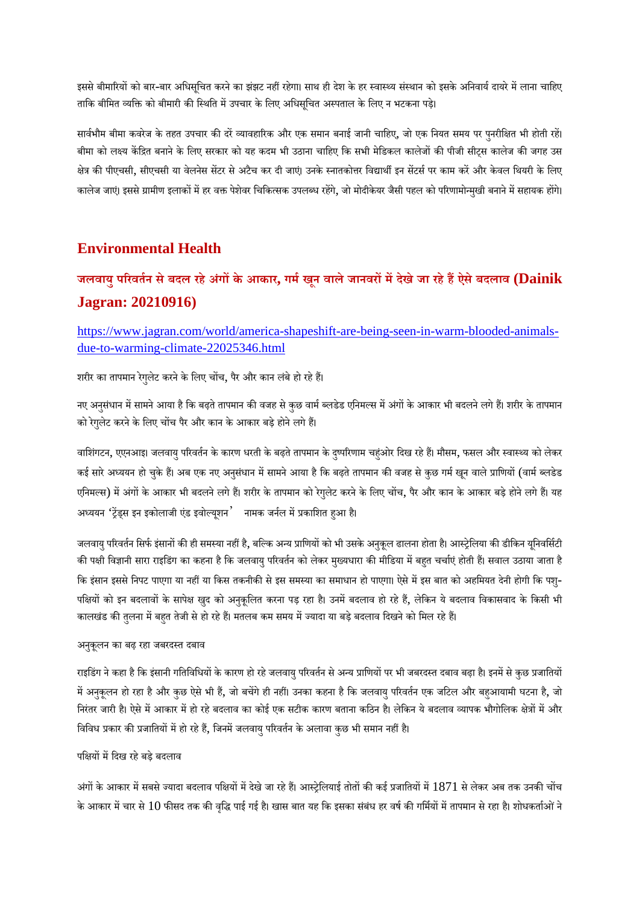इससे बीमारियों को बार-बार अधिसूचित करने का झंझट नहीं रहेगा। साथ ही देश के हर स्वास्थ्य संस्थान को इसके अनिवार्य दायरे में लाना चाहिए ताकि बीमित व्यक्ति को बीमारी की स्थिति में उपचार के लिए अधिसूचित अस्पताल के लिए न भटकना पड़े।

सार्वभौम बीमा कवरेज के तहत उपचार की दरें व्यावहारिक और एक समान बनाई जानी चाहिए, जो एक नियत समय पर पुनरीक्षित भी होती रहें। बीमा को लक्ष्य केंद्रित बनाने के लिए सरकार को यह कदम भी उठाना चाहिए कि सभी मेडिकल कालेजों की पीजी सीट्स कालेज की जगह उस क्षेत्र की पीएचसी, सीएचसी या वेलनेस सेंटर से अटैच कर दी जाएं। उनके स्नातकोत्तर विद्यार्थी इन सेंटर्स पर काम करें और केवल थियरी के लिए कालेज जाएं। इससे ग्रामीण इलाकों में हर वक्त पेशेवर चिकित्सक उपलब्ध रहेंगे, जो मोदीकेयर जैसी पहल को परिणामोन्मुखी बनाने में सहायक होंगे।

## Environmental Health

### जलवायु परिवर्तन से बदल रहे अंगों के आकार, गर्म खून वाले जानवरों में देखे जा रहे हैं ऐसे बदलाव (Dainik Jagran: 20210916)

https://www.jagran.com/world/america-shapeshift-are-being-seen-in-warm-blooded-animals-due-to-warming-climate-22025346.html

शरीर का तापमान रेगुलेट करने के लिए चोंच, पैर और कान लंबे हो रहे हैं।

नए अनुसंधान में सामने आया है कि बढ़ते तापमान की वजह से कुछ वार्म ब्लडेड एनिमल्स में अंगों के आकार भी बदलने लगे हैं। शरीर के तापमान को रेगुलेट करने के लिए चोंच पैर और कान के आकार बड़े होने लगे हैं।

वाशिंगटन, एएनआइ। जलवायु परिवर्तन के कारण धरती के बढ़ते तापमान के दुष्परिणाम चहुंओर दिख रहे हैं। मौसम, फसल और स्वास्थ्य को लेकर कई सारे अध्ययन हो चुके हैं। अब एक नए अनुसंधान में सामने आया है कि बढ़ते तापमान की वजह से कुछ गर्म खून वाले प्राणियों (वार्म ब्लडेड एनिमल्स) में अंगों के आकार भी बदलने लगे हैं। शरीर के तापमान को रेगुलेट करने के लिए चोंच, पैर और कान के आकार बड़े होने लगे हैं। यह अध्ययन 'ट्रेंड्स इन इकोलाजी एंड इवोल्यूशन' नामक जर्नल में प्रकाशित हुआ है।

जलवायु परिवर्तन सिर्फ इंसानों की ही समस्या नहीं है, बल्कि अन्य प्राणियों को भी उसके अनुकूल ढालना होता है। आस्ट्रेलिया की डीकिन यूनिवर्सिटी की पक्षी विज्ञानी सारा राइडिंग का कहना है कि जलवायु परिवर्तन को लेकर मुख्यधारा की मीडिया में बहुत चर्चाएं होती हैं। सवाल उठाया जाता है कि इंसान इससे निपट पाएगा या नहीं या किस तकनीकी से इस समस्या का समाधान हो पाएगा। ऐसे में इस बात को अहमियत देनी होगी कि पशु-पक्षियों को इन बदलावों के सापेक्ष खुद को अनुकूलित करना पड़ रहा है। उनमें बदलाव हो रहे हैं, लेकिन ये बदलाव विकासवाद के किसी भी कालखंड की तुलना में बहुत तेजी से हो रहे हैं। मतलब कम समय में ज्यादा या बड़े बदलाव दिखने को मिल रहे हैं।

अनुकूलन का बढ़ रहा जबरदस्त दबाव

राइडिंग ने कहा है कि इंसानी गतिविधियों के कारण हो रहे जलवायु परिवर्तन से अन्य प्राणियों पर भी जबरदस्त दबाव बढ़ा है। इनमें से कुछ प्रजातियों में अनुकूलन हो रहा है और कुछ ऐसे भी हैं, जो बचेंगे ही नहीं। उनका कहना है कि जलवायु परिवर्तन एक जटिल और बहुआयामी घटना है, जो निरंतर जारी है। ऐसे में आकार में हो रहे बदलाव का कोई एक सटीक कारण बताना कठिन है। लेकिन ये बदलाव व्यापक भौगोलिक क्षेत्रों में और विविध प्रकार की प्रजातियों में हो रहे हैं, जिनमें जलवायु परिवर्तन के अलावा कुछ भी समान नहीं है।

पक्षियों में दिख रहे बड़े बदलाव

अंगों के आकार में सबसे ज्यादा बदलाव पक्षियों में देखे जा रहे हैं। आस्ट्रेलियाई तोतों की कई प्रजातियों में 1871 से लेकर अब तक उनकी चोंच के आकार में चार से 10 फीसद तक की वृद्धि पाई गई है। खास बात यह कि इसका संबंध हर वर्ष की गर्मियों में तापमान से रहा है। शोधकर्ताओं ने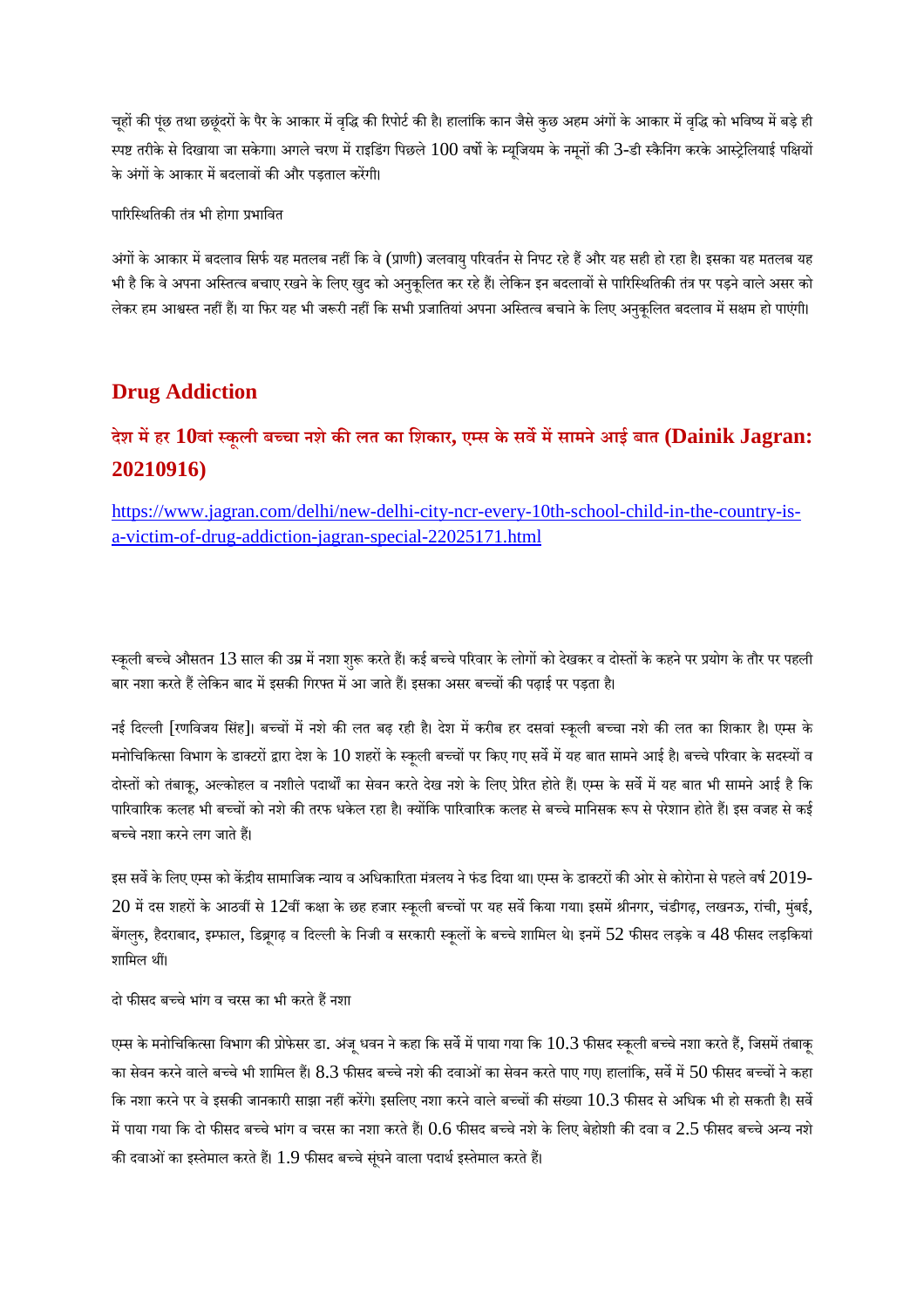चूहों की पूंछ तथा छछूंदरों के पैर के आकार में वृद्धि की रिपोर्ट की है। हालांकि कान जैसे कुछ अहम अंगों के आकार में वृद्धि को भविष्य में बड़े ही स्पष्ट तरीके से दिखाया जा सकेगा। अगले चरण में राइडिंग पिछले 100 वर्षों के म्यूजियम के नमूनों की 3-डी स्कैनिंग करके आस्ट्रेलियाई पक्षियों के अंगों के आकार में बदलावों की और पड़ताल करेंगी।

पारिस्थितिकी तंत्र भी होगा प्रभावित

अंगों के आकार में बदलाव सिर्फ यह मतलब नहीं कि वे (प्राणी) जलवायु परिवर्तन से निपट रहे हैं और यह सही हो रहा है। इसका यह मतलब यह भी है कि वे अपना अस्तित्व बचाए रखने के लिए खुद को अनुकूलित कर रहे हैं। लेकिन इन बदलावों से पारिस्थितिकी तंत्र पर पड़ने वाले असर को लेकर हम आश्वस्त नहीं हैं। या फिर यह भी जरूरी नहीं कि सभी प्रजातियां अपना अस्तित्व बचाने के लिए अनुकूलित बदलाव में सक्षम हो पाएंगी।

## Drug Addiction

### देश में हर 10वां स्कूली बच्चा नशे की लत का शिकार, एम्स के सर्वे में सामने आई बात (Dainik Jagran: 20210916)

https://www.jagran.com/delhi/new-delhi-city-ncr-every-10th-school-child-in-the-country-is-a-victim-of-drug-addiction-jagran-special-22025171.html

स्कूली बच्चे औसतन 13 साल की उम्र में नशा शुरू करते हैं। कई बच्चे परिवार के लोगों को देखकर व दोस्तों के कहने पर प्रयोग के तौर पर पहली बार नशा करते हैं लेकिन बाद में इसकी गिरफ्त में आ जाते हैं। इसका असर बच्चों की पढ़ाई पर पड़ता है।

नई दिल्ली [रणविजय सिंह]। बच्चों में नशे की लत बढ़ रही है। देश में करीब हर दसवां स्कूली बच्चा नशे की लत का शिकार है। एम्स के मनोचिकित्सा विभाग के डाक्टरों द्वारा देश के 10 शहरों के स्कूली बच्चों पर किए गए सर्वे में यह बात सामने आई है। बच्चे परिवार के सदस्यों व दोस्तों को तंबाकू, अल्कोहल व नशीले पदार्थों का सेवन करते देख नशे के लिए प्रेरित होते हैं। एम्स के सर्वे में यह बात भी सामने आई है कि पारिवारिक कलह भी बच्चों को नशे की तरफ धकेल रहा है। क्योंकि पारिवारिक कलह से बच्चे मानसिक रूप से परेशान होते हैं। इस वजह से कई बच्चे नशा करने लग जाते हैं।

इस सर्वे के लिए एम्स को केंद्रीय सामाजिक न्याय व अधिकारिता मंत्रलय ने फंड दिया था। एम्स के डाक्टरों की ओर से कोरोना से पहले वर्ष 2019-20 में दस शहरों के आठवीं से 12वीं कक्षा के छह हजार स्कूली बच्चों पर यह सर्वे किया गया। इसमें श्रीनगर, चंडीगढ़, लखनऊ, रांची, मुंबई, बेंगलुरु, हैदराबाद, इम्फाल, डिब्रूगढ़ व दिल्ली के निजी व सरकारी स्कूलों के बच्चे शामिल थे। इनमें 52 फीसद लड़के व 48 फीसद लड़कियां शामिल थीं।

दो फीसद बच्चे भांग व चरस का भी करते हैं नशा

एम्स के मनोचिकित्सा विभाग की प्रोफेसर डा. अंजू धवन ने कहा कि सर्वे में पाया गया कि 10.3 फीसद स्कूली बच्चे नशा करते हैं, जिसमें तंबाकू का सेवन करने वाले बच्चे भी शामिल हैं। 8.3 फीसद बच्चे नशे की दवाओं का सेवन करते पाए गए। हालांकि, सर्वे में 50 फीसद बच्चों ने कहा कि नशा करने पर वे इसकी जानकारी साझा नहीं करेंगे। इसलिए नशा करने वाले बच्चों की संख्या 10.3 फीसद से अधिक भी हो सकती है। सर्वे में पाया गया कि दो फीसद बच्चे भांग व चरस का नशा करते हैं। 0.6 फीसद बच्चे नशे के लिए बेहोशी की दवा व 2.5 फीसद बच्चे अन्य नशे की दवाओं का इस्तेमाल करते हैं। 1.9 फीसद बच्चे सूंघने वाला पदार्थ इस्तेमाल करते हैं।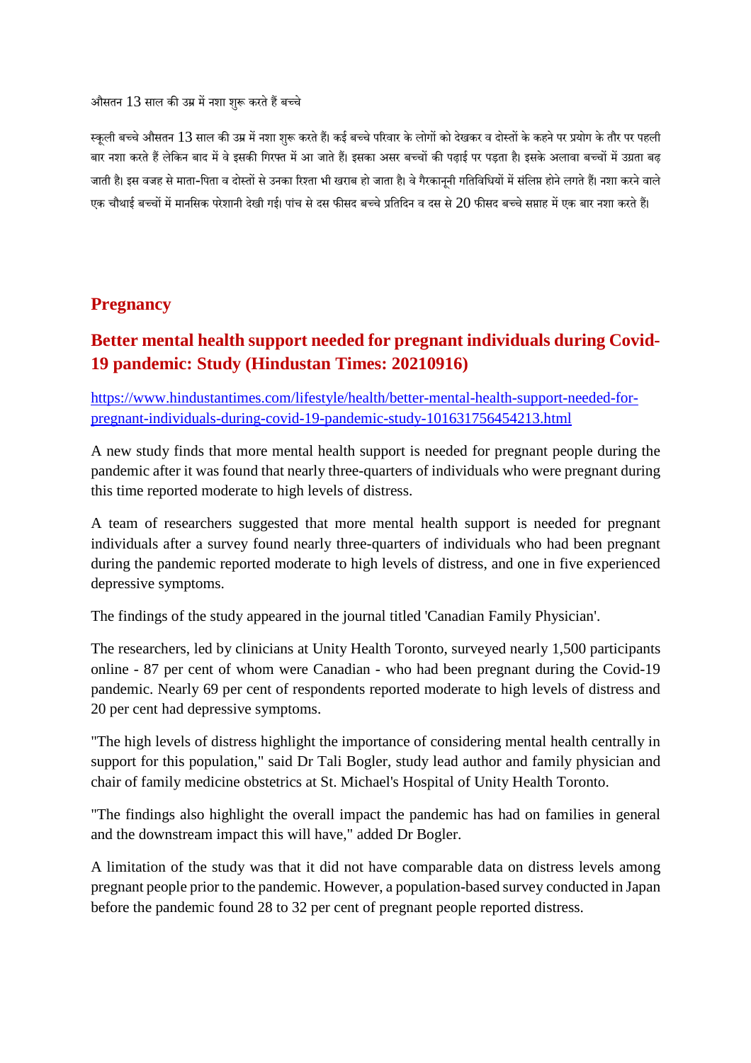औसतन 13 साल की उम्र में नशा शुरू करते हैं बच्चे

स्कूली बच्चे औसतन 13 साल की उम्र में नशा शुरू करते हैं। कई बच्चे परिवार के लोगों को देखकर व दोस्तों के कहने पर प्रयोग के तौर पर पहली बार नशा करते हैं लेकिन बाद में वे इसकी गिरफ्त में आ जाते हैं। इसका असर बच्चों की पढ़ाई पर पड़ता है। इसके अलावा बच्चों में उग्रता बढ़ जाती है। इस वजह से माता-पिता व दोस्तों से उनका रिश्ता भी खराब हो जाता है। वे गैरकानूनी गतिविधियों में संलिप्त होने लगते हैं। नशा करने वाले एक चौथाई बच्चों में मानसिक परेशानी देखी गई। पांच से दस फीसद बच्चे प्रतिदिन व दस से 20 फीसद बच्चे सप्ताह में एक बार नशा करते हैं।

## Pregnancy

### Better mental health support needed for pregnant individuals during Covid-19 pandemic: Study (Hindustan Times: 20210916)

https://www.hindustantimes.com/lifestyle/health/better-mental-health-support-needed-for-pregnant-individuals-during-covid-19-pandemic-study-101631756454213.html

A new study finds that more mental health support is needed for pregnant people during the pandemic after it was found that nearly three-quarters of individuals who were pregnant during this time reported moderate to high levels of distress.

A team of researchers suggested that more mental health support is needed for pregnant individuals after a survey found nearly three-quarters of individuals who had been pregnant during the pandemic reported moderate to high levels of distress, and one in five experienced depressive symptoms.

The findings of the study appeared in the journal titled 'Canadian Family Physician'.

The researchers, led by clinicians at Unity Health Toronto, surveyed nearly 1,500 participants online - 87 per cent of whom were Canadian - who had been pregnant during the Covid-19 pandemic. Nearly 69 per cent of respondents reported moderate to high levels of distress and 20 per cent had depressive symptoms.

"The high levels of distress highlight the importance of considering mental health centrally in support for this population," said Dr Tali Bogler, study lead author and family physician and chair of family medicine obstetrics at St. Michael's Hospital of Unity Health Toronto.

"The findings also highlight the overall impact the pandemic has had on families in general and the downstream impact this will have," added Dr Bogler.

A limitation of the study was that it did not have comparable data on distress levels among pregnant people prior to the pandemic. However, a population-based survey conducted in Japan before the pandemic found 28 to 32 per cent of pregnant people reported distress.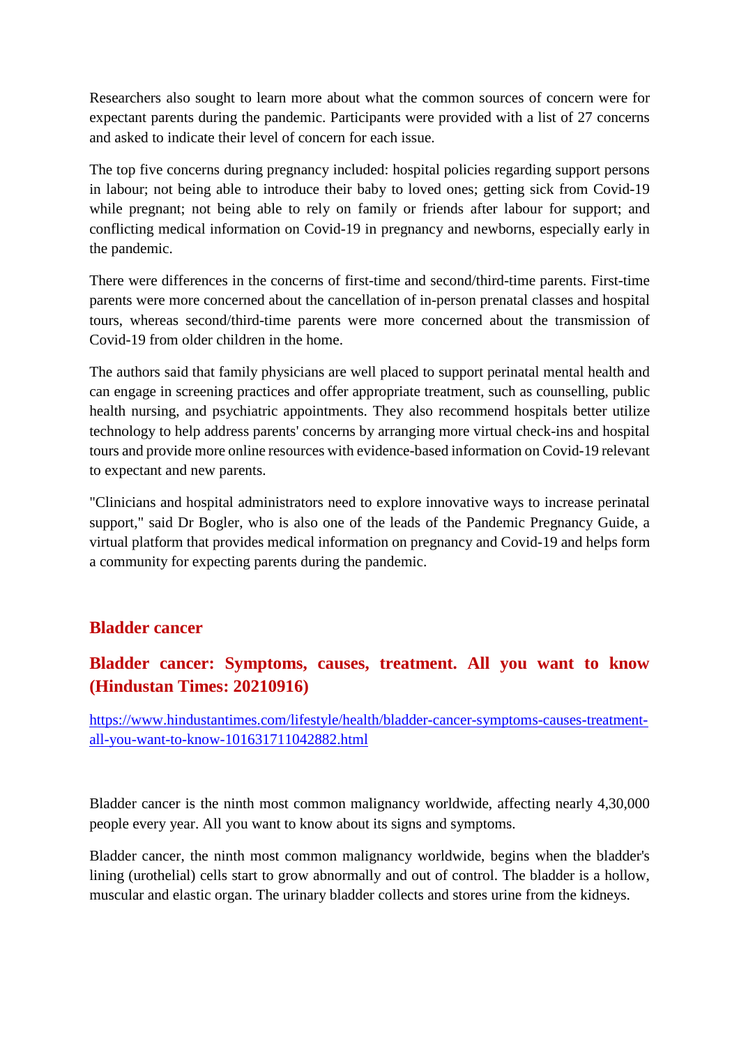Researchers also sought to learn more about what the common sources of concern were for expectant parents during the pandemic. Participants were provided with a list of 27 concerns and asked to indicate their level of concern for each issue.

The top five concerns during pregnancy included: hospital policies regarding support persons in labour; not being able to introduce their baby to loved ones; getting sick from Covid-19 while pregnant; not being able to rely on family or friends after labour for support; and conflicting medical information on Covid-19 in pregnancy and newborns, especially early in the pandemic.

There were differences in the concerns of first-time and second/third-time parents. First-time parents were more concerned about the cancellation of in-person prenatal classes and hospital tours, whereas second/third-time parents were more concerned about the transmission of Covid-19 from older children in the home.

The authors said that family physicians are well placed to support perinatal mental health and can engage in screening practices and offer appropriate treatment, such as counselling, public health nursing, and psychiatric appointments. They also recommend hospitals better utilize technology to help address parents' concerns by arranging more virtual check-ins and hospital tours and provide more online resources with evidence-based information on Covid-19 relevant to expectant and new parents.

"Clinicians and hospital administrators need to explore innovative ways to increase perinatal support," said Dr Bogler, who is also one of the leads of the Pandemic Pregnancy Guide, a virtual platform that provides medical information on pregnancy and Covid-19 and helps form a community for expecting parents during the pandemic.

## Bladder cancer

### Bladder cancer: Symptoms, causes, treatment. All you want to know (Hindustan Times: 20210916)

https://www.hindustantimes.com/lifestyle/health/bladder-cancer-symptoms-causes-treatment-all-you-want-to-know-101631711042882.html

Bladder cancer is the ninth most common malignancy worldwide, affecting nearly 4,30,000 people every year. All you want to know about its signs and symptoms.

Bladder cancer, the ninth most common malignancy worldwide, begins when the bladder's lining (urothelial) cells start to grow abnormally and out of control. The bladder is a hollow, muscular and elastic organ. The urinary bladder collects and stores urine from the kidneys.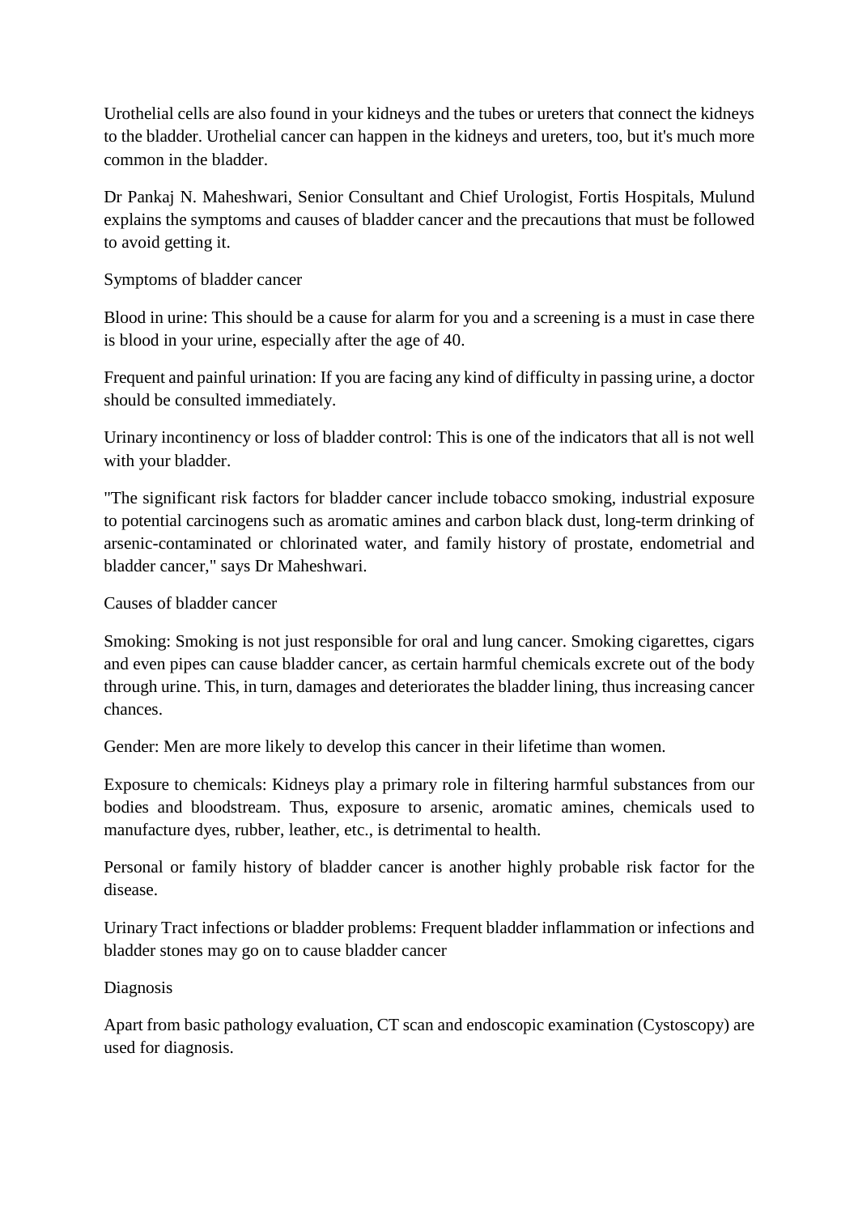Urothelial cells are also found in your kidneys and the tubes or ureters that connect the kidneys to the bladder. Urothelial cancer can happen in the kidneys and ureters, too, but it's much more common in the bladder.

Dr Pankaj N. Maheshwari, Senior Consultant and Chief Urologist, Fortis Hospitals, Mulund explains the symptoms and causes of bladder cancer and the precautions that must be followed to avoid getting it.

Symptoms of bladder cancer

Blood in urine: This should be a cause for alarm for you and a screening is a must in case there is blood in your urine, especially after the age of 40.

Frequent and painful urination: If you are facing any kind of difficulty in passing urine, a doctor should be consulted immediately.

Urinary incontinency or loss of bladder control: This is one of the indicators that all is not well with your bladder.

"The significant risk factors for bladder cancer include tobacco smoking, industrial exposure to potential carcinogens such as aromatic amines and carbon black dust, long-term drinking of arsenic-contaminated or chlorinated water, and family history of prostate, endometrial and bladder cancer," says Dr Maheshwari.

Causes of bladder cancer

Smoking: Smoking is not just responsible for oral and lung cancer. Smoking cigarettes, cigars and even pipes can cause bladder cancer, as certain harmful chemicals excrete out of the body through urine. This, in turn, damages and deteriorates the bladder lining, thus increasing cancer chances.

Gender: Men are more likely to develop this cancer in their lifetime than women.

Exposure to chemicals: Kidneys play a primary role in filtering harmful substances from our bodies and bloodstream. Thus, exposure to arsenic, aromatic amines, chemicals used to manufacture dyes, rubber, leather, etc., is detrimental to health.

Personal or family history of bladder cancer is another highly probable risk factor for the disease.

Urinary Tract infections or bladder problems: Frequent bladder inflammation or infections and bladder stones may go on to cause bladder cancer

Diagnosis

Apart from basic pathology evaluation, CT scan and endoscopic examination (Cystoscopy) are used for diagnosis.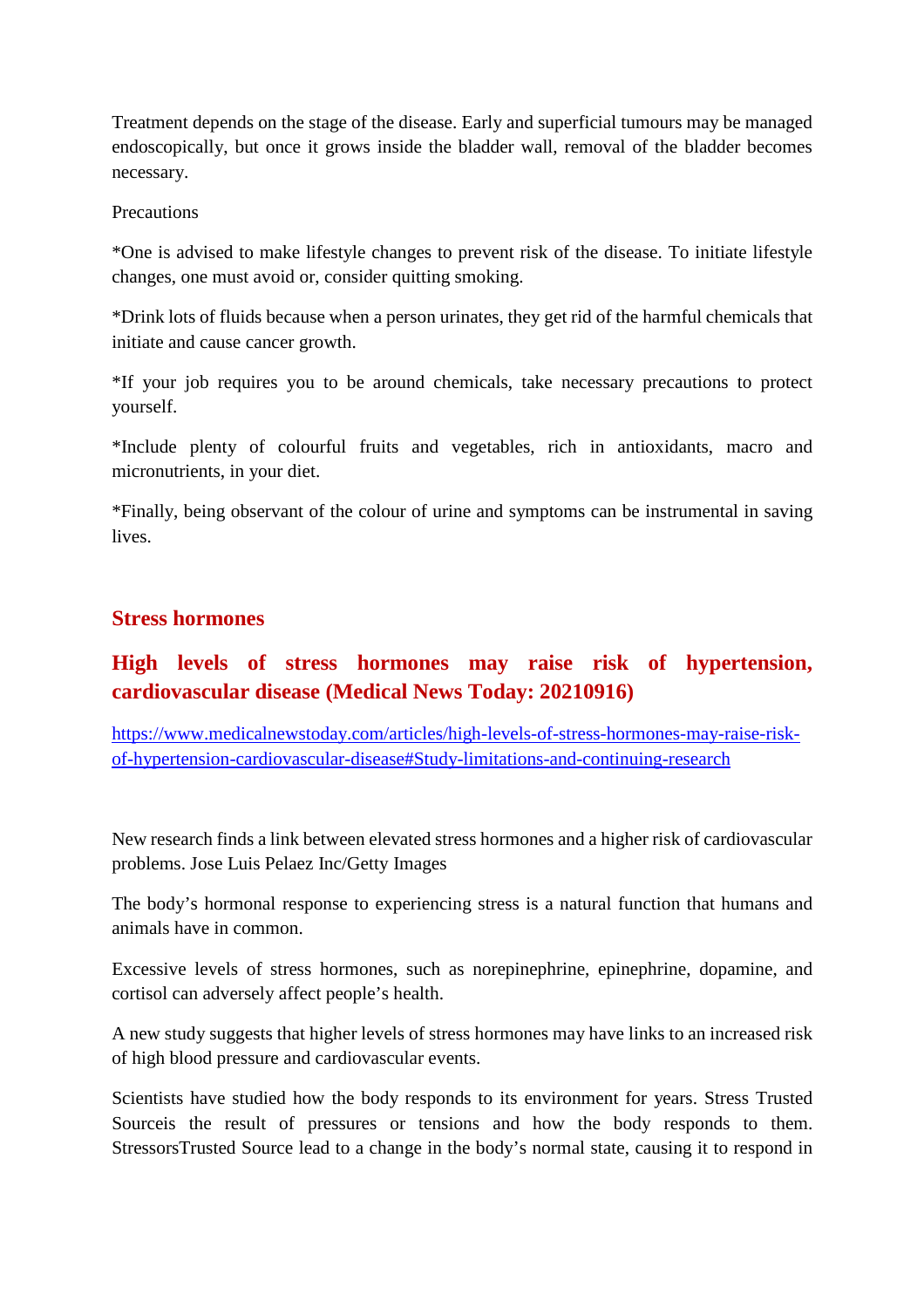Treatment depends on the stage of the disease. Early and superficial tumours may be managed endoscopically, but once it grows inside the bladder wall, removal of the bladder becomes necessary.

Precautions

*One is advised to make lifestyle changes to prevent risk of the disease. To initiate lifestyle changes, one must avoid or, consider quitting smoking.

*Drink lots of fluids because when a person urinates, they get rid of the harmful chemicals that initiate and cause cancer growth.

*If your job requires you to be around chemicals, take necessary precautions to protect yourself.

*Include plenty of colourful fruits and vegetables, rich in antioxidants, macro and micronutrients, in your diet.

*Finally, being observant of the colour of urine and symptoms can be instrumental in saving lives.

## Stress hormones

## High levels of stress hormones may raise risk of hypertension, cardiovascular disease (Medical News Today: 20210916)

https://www.medicalnewstoday.com/articles/high-levels-of-stress-hormones-may-raise-risk-of-hypertension-cardiovascular-disease#Study-limitations-and-continuing-research

New research finds a link between elevated stress hormones and a higher risk of cardiovascular problems. Jose Luis Pelaez Inc/Getty Images

The body's hormonal response to experiencing stress is a natural function that humans and animals have in common.

Excessive levels of stress hormones, such as norepinephrine, epinephrine, dopamine, and cortisol can adversely affect people's health.

A new study suggests that higher levels of stress hormones may have links to an increased risk of high blood pressure and cardiovascular events.

Scientists have studied how the body responds to its environment for years. Stress Trusted Sourceis the result of pressures or tensions and how the body responds to them. StressorsTrusted Source lead to a change in the body's normal state, causing it to respond in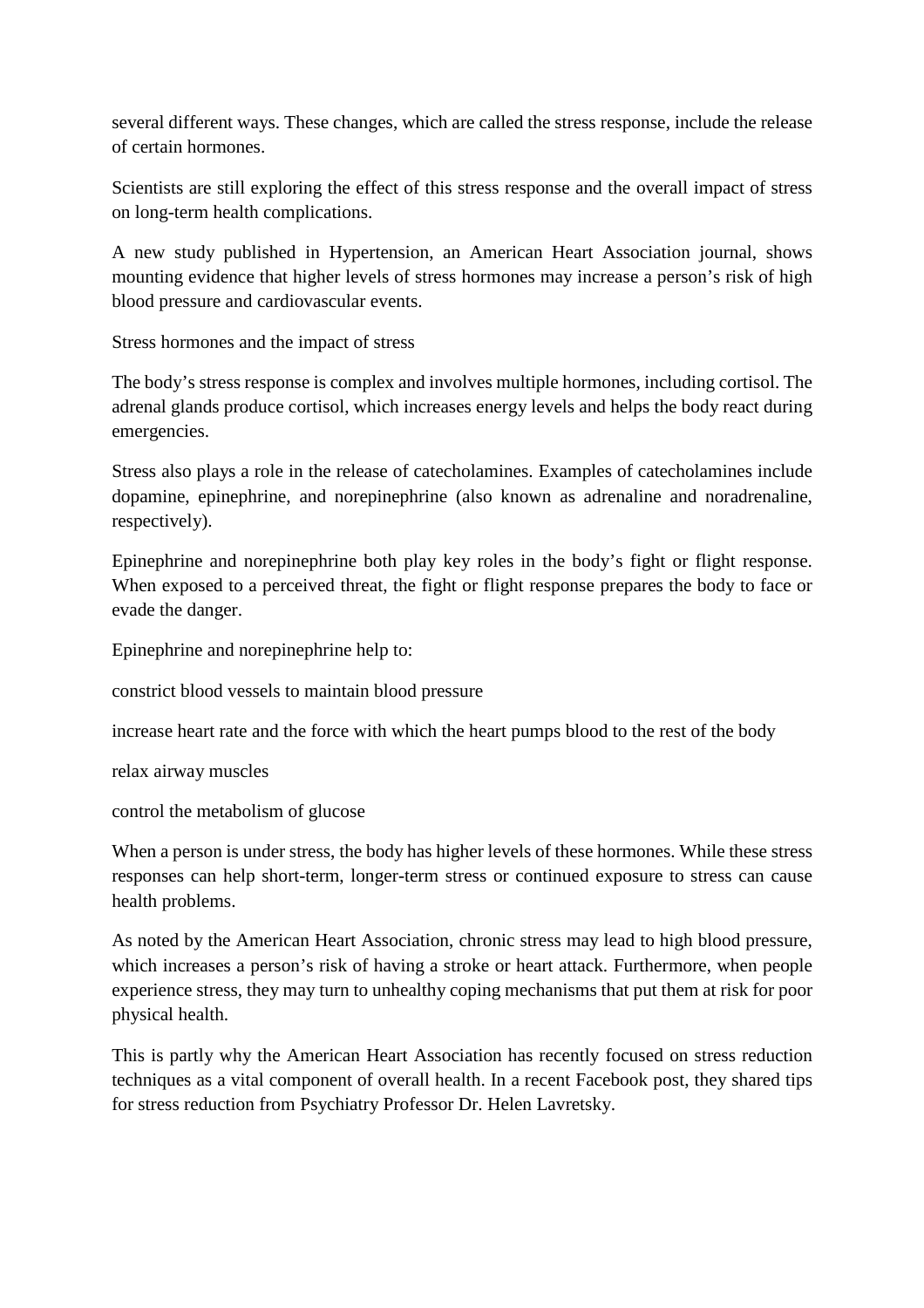several different ways. These changes, which are called the stress response, include the release of certain hormones.

Scientists are still exploring the effect of this stress response and the overall impact of stress on long-term health complications.

A new study published in Hypertension, an American Heart Association journal, shows mounting evidence that higher levels of stress hormones may increase a person's risk of high blood pressure and cardiovascular events.

## Stress hormones and the impact of stress

The body's stress response is complex and involves multiple hormones, including cortisol. The adrenal glands produce cortisol, which increases energy levels and helps the body react during emergencies.

Stress also plays a role in the release of catecholamines. Examples of catecholamines include dopamine, epinephrine, and norepinephrine (also known as adrenaline and noradrenaline, respectively).

Epinephrine and norepinephrine both play key roles in the body's fight or flight response. When exposed to a perceived threat, the fight or flight response prepares the body to face or evade the danger.

Epinephrine and norepinephrine help to:

- constrict blood vessels to maintain blood pressure
- increase heart rate and the force with which the heart pumps blood to the rest of the body
- relax airway muscles
- control the metabolism of glucose

When a person is under stress, the body has higher levels of these hormones. While these stress responses can help short-term, longer-term stress or continued exposure to stress can cause health problems.

As noted by the American Heart Association, chronic stress may lead to high blood pressure, which increases a person's risk of having a stroke or heart attack. Furthermore, when people experience stress, they may turn to unhealthy coping mechanisms that put them at risk for poor physical health.

This is partly why the American Heart Association has recently focused on stress reduction techniques as a vital component of overall health. In a recent Facebook post, they shared tips for stress reduction from Psychiatry Professor Dr. Helen Lavretsky.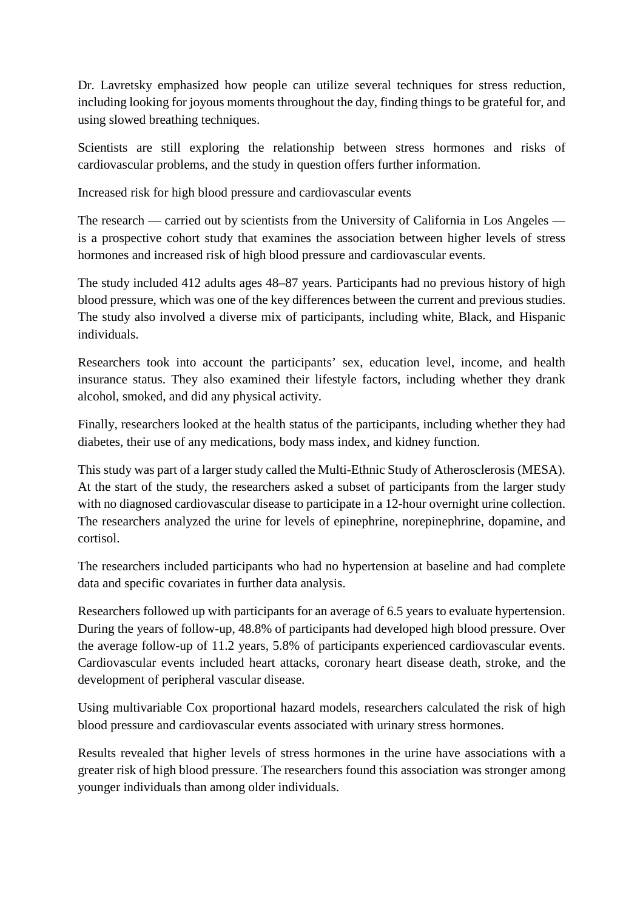Dr. Lavretsky emphasized how people can utilize several techniques for stress reduction, including looking for joyous moments throughout the day, finding things to be grateful for, and using slowed breathing techniques.

Scientists are still exploring the relationship between stress hormones and risks of cardiovascular problems, and the study in question offers further information.

## Increased risk for high blood pressure and cardiovascular events

The research — carried out by scientists from the University of California in Los Angeles — is a prospective cohort study that examines the association between higher levels of stress hormones and increased risk of high blood pressure and cardiovascular events.

The study included 412 adults ages 48–87 years. Participants had no previous history of high blood pressure, which was one of the key differences between the current and previous studies. The study also involved a diverse mix of participants, including white, Black, and Hispanic individuals.

Researchers took into account the participants' sex, education level, income, and health insurance status. They also examined their lifestyle factors, including whether they drank alcohol, smoked, and did any physical activity.

Finally, researchers looked at the health status of the participants, including whether they had diabetes, their use of any medications, body mass index, and kidney function.

This study was part of a larger study called the Multi-Ethnic Study of Atherosclerosis (MESA). At the start of the study, the researchers asked a subset of participants from the larger study with no diagnosed cardiovascular disease to participate in a 12-hour overnight urine collection. The researchers analyzed the urine for levels of epinephrine, norepinephrine, dopamine, and cortisol.

The researchers included participants who had no hypertension at baseline and had complete data and specific covariates in further data analysis.

Researchers followed up with participants for an average of 6.5 years to evaluate hypertension. During the years of follow-up, 48.8% of participants had developed high blood pressure. Over the average follow-up of 11.2 years, 5.8% of participants experienced cardiovascular events. Cardiovascular events included heart attacks, coronary heart disease death, stroke, and the development of peripheral vascular disease.

Using multivariable Cox proportional hazard models, researchers calculated the risk of high blood pressure and cardiovascular events associated with urinary stress hormones.

Results revealed that higher levels of stress hormones in the urine have associations with a greater risk of high blood pressure. The researchers found this association was stronger among younger individuals than among older individuals.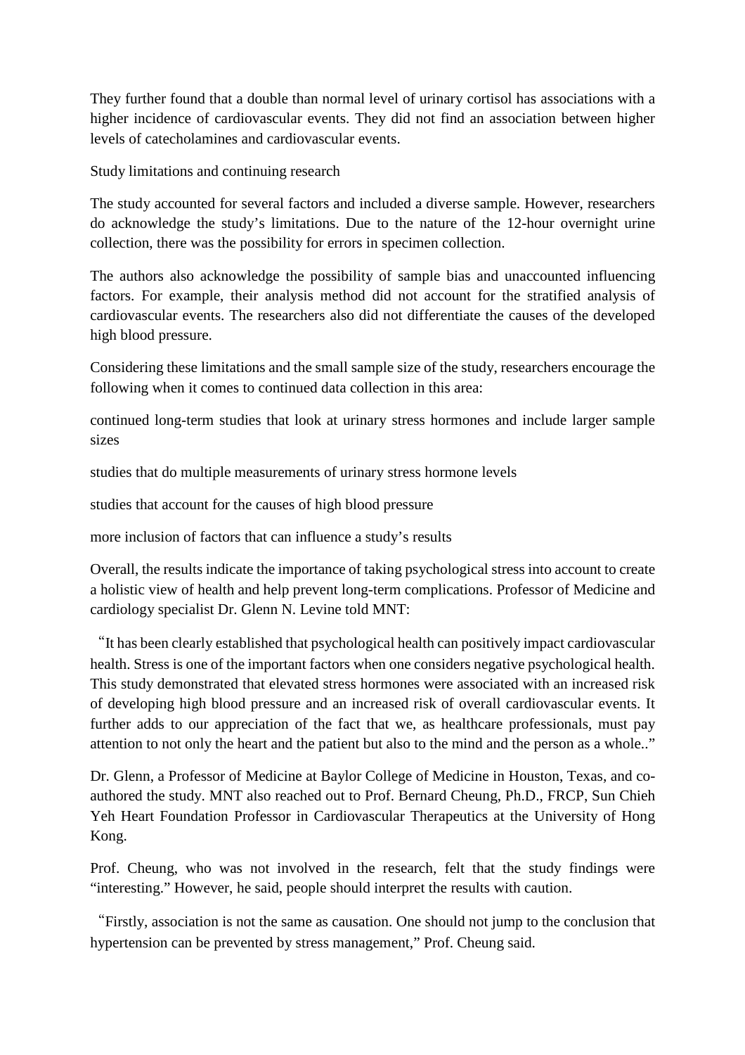They further found that a double than normal level of urinary cortisol has associations with a higher incidence of cardiovascular events. They did not find an association between higher levels of catecholamines and cardiovascular events.

## Study limitations and continuing research

The study accounted for several factors and included a diverse sample. However, researchers do acknowledge the study's limitations. Due to the nature of the 12-hour overnight urine collection, there was the possibility for errors in specimen collection.

The authors also acknowledge the possibility of sample bias and unaccounted influencing factors. For example, their analysis method did not account for the stratified analysis of cardiovascular events. The researchers also did not differentiate the causes of the developed high blood pressure.

Considering these limitations and the small sample size of the study, researchers encourage the following when it comes to continued data collection in this area:

- continued long-term studies that look at urinary stress hormones and include larger sample sizes
- studies that do multiple measurements of urinary stress hormone levels
- studies that account for the causes of high blood pressure
- more inclusion of factors that can influence a study's results

Overall, the results indicate the importance of taking psychological stress into account to create a holistic view of health and help prevent long-term complications. Professor of Medicine and cardiology specialist Dr. Glenn N. Levine told MNT:

"It has been clearly established that psychological health can positively impact cardiovascular health. Stress is one of the important factors when one considers negative psychological health. This study demonstrated that elevated stress hormones were associated with an increased risk of developing high blood pressure and an increased risk of overall cardiovascular events. It further adds to our appreciation of the fact that we, as healthcare professionals, must pay attention to not only the heart and the patient but also to the mind and the person as a whole.."

Dr. Glenn, a Professor of Medicine at Baylor College of Medicine in Houston, Texas, and co-authored the study. MNT also reached out to Prof. Bernard Cheung, Ph.D., FRCP, Sun Chieh Yeh Heart Foundation Professor in Cardiovascular Therapeutics at the University of Hong Kong.

Prof. Cheung, who was not involved in the research, felt that the study findings were "interesting." However, he said, people should interpret the results with caution.

"Firstly, association is not the same as causation. One should not jump to the conclusion that hypertension can be prevented by stress management," Prof. Cheung said.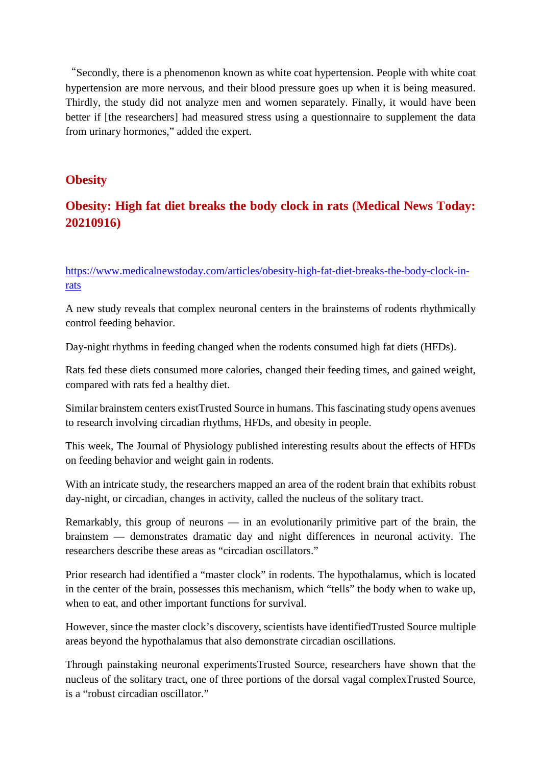"Secondly, there is a phenomenon known as white coat hypertension. People with white coat hypertension are more nervous, and their blood pressure goes up when it is being measured. Thirdly, the study did not analyze men and women separately. Finally, it would have been better if [the researchers] had measured stress using a questionnaire to supplement the data from urinary hormones," added the expert.

## Obesity

### Obesity: High fat diet breaks the body clock in rats (Medical News Today: 20210916)

https://www.medicalnewstoday.com/articles/obesity-high-fat-diet-breaks-the-body-clock-in-rats

A new study reveals that complex neuronal centers in the brainstems of rodents rhythmically control feeding behavior.

Day-night rhythms in feeding changed when the rodents consumed high fat diets (HFDs).

Rats fed these diets consumed more calories, changed their feeding times, and gained weight, compared with rats fed a healthy diet.

Similar brainstem centers existTrusted Source in humans. This fascinating study opens avenues to research involving circadian rhythms, HFDs, and obesity in people.

This week, The Journal of Physiology published interesting results about the effects of HFDs on feeding behavior and weight gain in rodents.

With an intricate study, the researchers mapped an area of the rodent brain that exhibits robust day-night, or circadian, changes in activity, called the nucleus of the solitary tract.

Remarkably, this group of neurons — in an evolutionarily primitive part of the brain, the brainstem — demonstrates dramatic day and night differences in neuronal activity. The researchers describe these areas as "circadian oscillators."

Prior research had identified a "master clock" in rodents. The hypothalamus, which is located in the center of the brain, possesses this mechanism, which "tells" the body when to wake up, when to eat, and other important functions for survival.

However, since the master clock's discovery, scientists have identifiedTrusted Source multiple areas beyond the hypothalamus that also demonstrate circadian oscillations.

Through painstaking neuronal experimentsTrusted Source, researchers have shown that the nucleus of the solitary tract, one of three portions of the dorsal vagal complexTrusted Source, is a "robust circadian oscillator."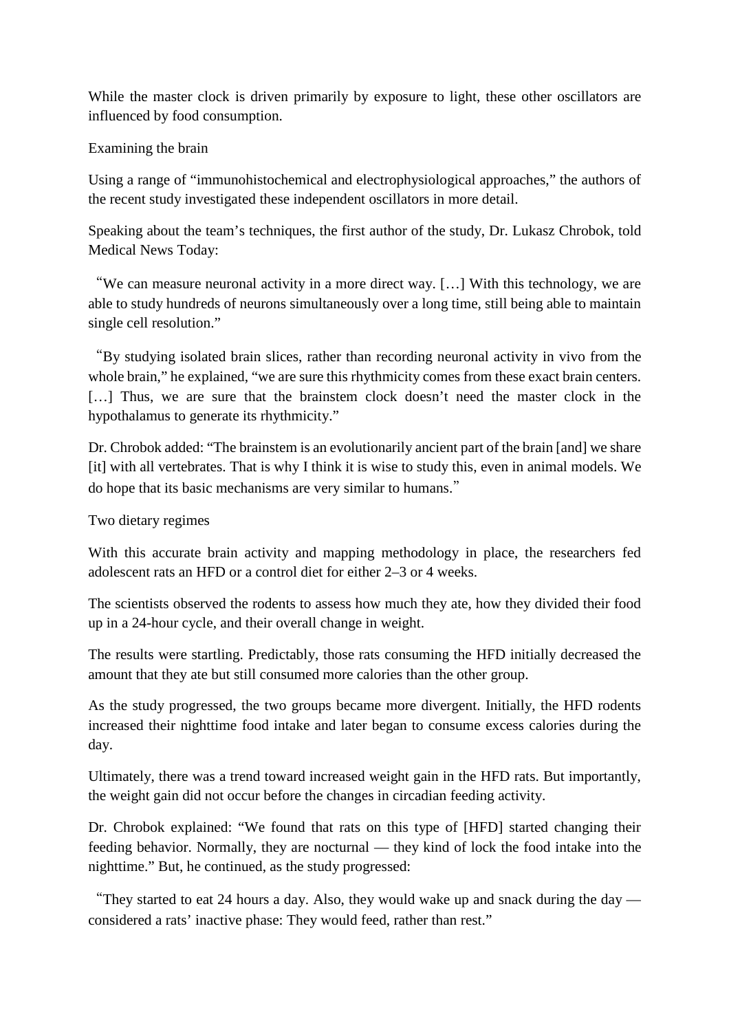While the master clock is driven primarily by exposure to light, these other oscillators are influenced by food consumption.

## Examining the brain

Using a range of “immunohistochemical and electrophysiological approaches,” the authors of the recent study investigated these independent oscillators in more detail.

Speaking about the team’s techniques, the first author of the study, Dr. Lukasz Chrobok, told Medical News Today:

“We can measure neuronal activity in a more direct way. […] With this technology, we are able to study hundreds of neurons simultaneously over a long time, still being able to maintain single cell resolution.”

“By studying isolated brain slices, rather than recording neuronal activity in vivo from the whole brain,” he explained, “we are sure this rhythmicity comes from these exact brain centers. […] Thus, we are sure that the brainstem clock doesn’t need the master clock in the hypothalamus to generate its rhythmicity.”

Dr. Chrobok added: “The brainstem is an evolutionarily ancient part of the brain [and] we share [it] with all vertebrates. That is why I think it is wise to study this, even in animal models. We do hope that its basic mechanisms are very similar to humans.”

## Two dietary regimes

With this accurate brain activity and mapping methodology in place, the researchers fed adolescent rats an HFD or a control diet for either 2–3 or 4 weeks.

The scientists observed the rodents to assess how much they ate, how they divided their food up in a 24-hour cycle, and their overall change in weight.

The results were startling. Predictably, those rats consuming the HFD initially decreased the amount that they ate but still consumed more calories than the other group.

As the study progressed, the two groups became more divergent. Initially, the HFD rodents increased their nighttime food intake and later began to consume excess calories during the day.

Ultimately, there was a trend toward increased weight gain in the HFD rats. But importantly, the weight gain did not occur before the changes in circadian feeding activity.

Dr. Chrobok explained: “We found that rats on this type of [HFD] started changing their feeding behavior. Normally, they are nocturnal — they kind of lock the food intake into the nighttime.” But, he continued, as the study progressed:

“They started to eat 24 hours a day. Also, they would wake up and snack during the day — considered a rats’ inactive phase: They would feed, rather than rest.”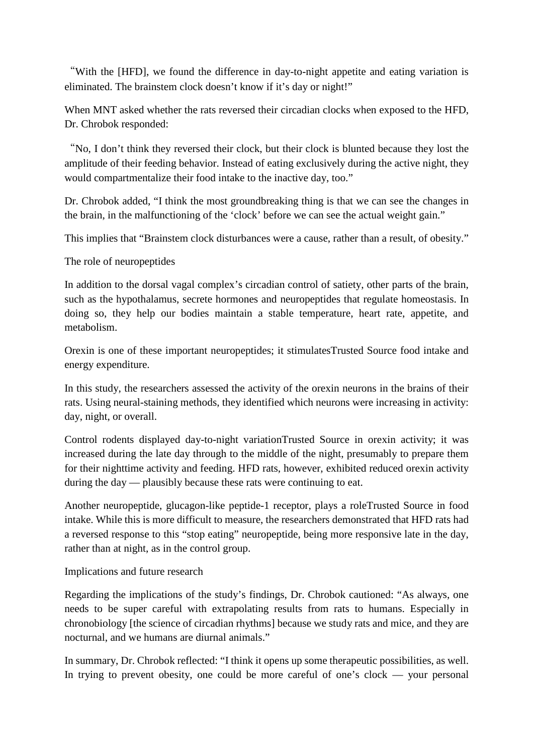"With the [HFD], we found the difference in day-to-night appetite and eating variation is eliminated. The brainstem clock doesn't know if it's day or night!"

When MNT asked whether the rats reversed their circadian clocks when exposed to the HFD, Dr. Chrobok responded:

"No, I don't think they reversed their clock, but their clock is blunted because they lost the amplitude of their feeding behavior. Instead of eating exclusively during the active night, they would compartmentalize their food intake to the inactive day, too."

Dr. Chrobok added, "I think the most groundbreaking thing is that we can see the changes in the brain, in the malfunctioning of the 'clock' before we can see the actual weight gain."

This implies that "Brainstem clock disturbances were a cause, rather than a result, of obesity."

## The role of neuropeptides

In addition to the dorsal vagal complex's circadian control of satiety, other parts of the brain, such as the hypothalamus, secrete hormones and neuropeptides that regulate homeostasis. In doing so, they help our bodies maintain a stable temperature, heart rate, appetite, and metabolism.

Orexin is one of these important neuropeptides; it stimulatesTrusted Source food intake and energy expenditure.

In this study, the researchers assessed the activity of the orexin neurons in the brains of their rats. Using neural-staining methods, they identified which neurons were increasing in activity: day, night, or overall.

Control rodents displayed day-to-night variationTrusted Source in orexin activity; it was increased during the late day through to the middle of the night, presumably to prepare them for their nighttime activity and feeding. HFD rats, however, exhibited reduced orexin activity during the day — plausibly because these rats were continuing to eat.

Another neuropeptide, glucagon-like peptide-1 receptor, plays a roleTrusted Source in food intake. While this is more difficult to measure, the researchers demonstrated that HFD rats had a reversed response to this "stop eating" neuropeptide, being more responsive late in the day, rather than at night, as in the control group.

## Implications and future research

Regarding the implications of the study's findings, Dr. Chrobok cautioned: "As always, one needs to be super careful with extrapolating results from rats to humans. Especially in chronobiology [the science of circadian rhythms] because we study rats and mice, and they are nocturnal, and we humans are diurnal animals."

In summary, Dr. Chrobok reflected: "I think it opens up some therapeutic possibilities, as well. In trying to prevent obesity, one could be more careful of one's clock — your personal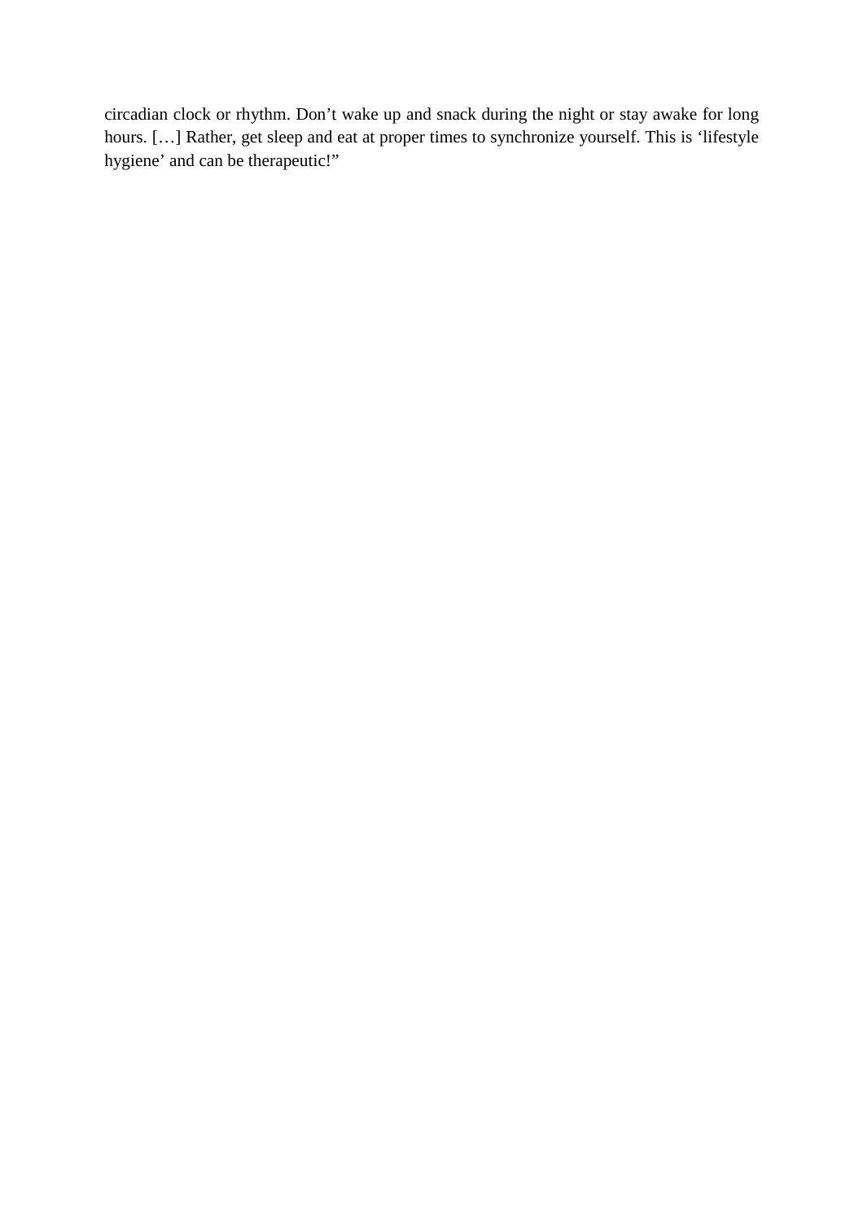circadian clock or rhythm. Don’t wake up and snack during the night or stay awake for long hours. […] Rather, get sleep and eat at proper times to synchronize yourself. This is ‘lifestyle hygiene’ and can be therapeutic!”